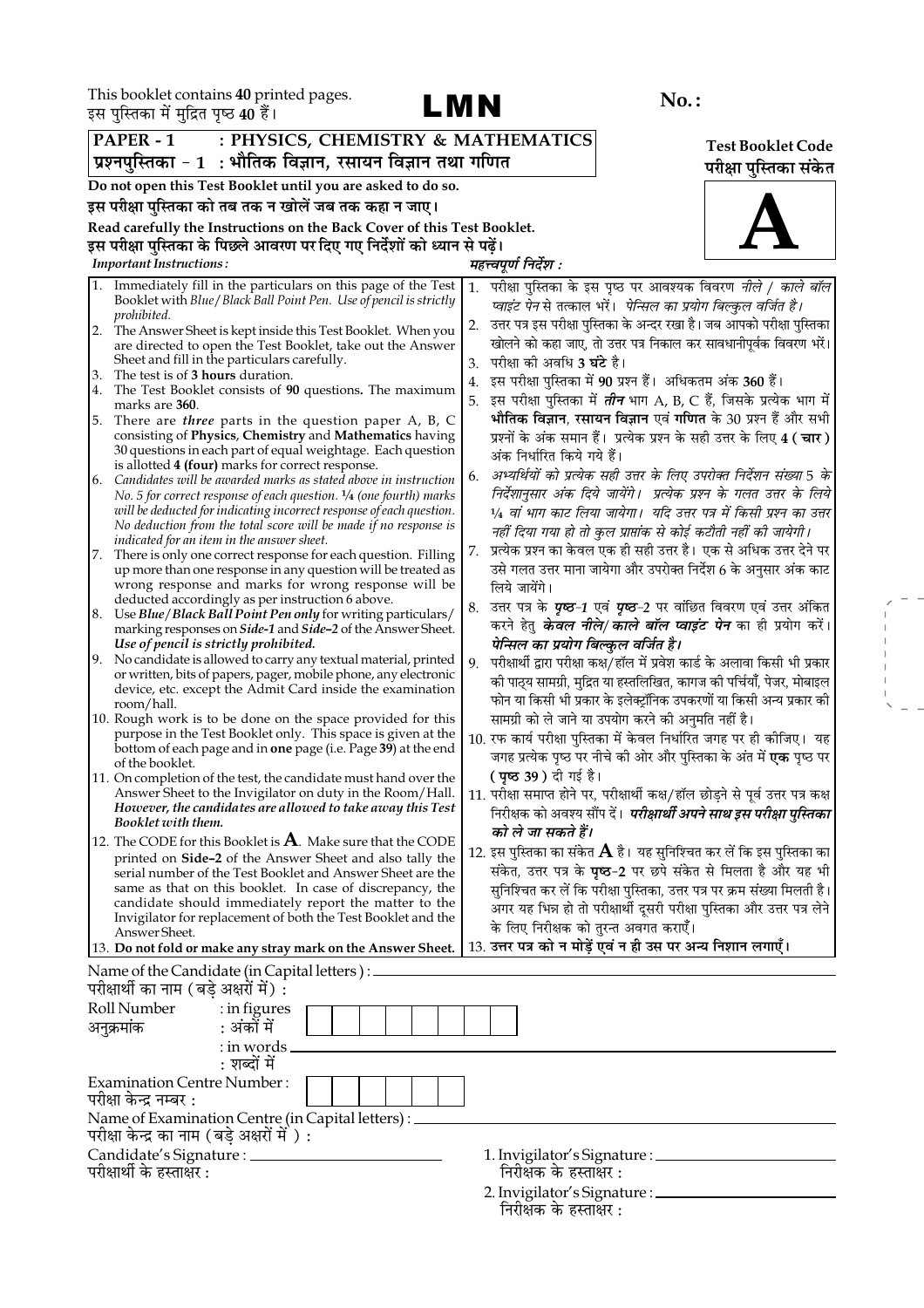This booklet contains **40** printed pages.
इस पुस्तिका में मुद्रित पृष्ठ **40** हैं।

# LMN

**No. :**

**PAPER - 1 : PHYSICS, CHEMISTRY & MATHEMATICS**
**प्रश्नपुस्तिका - 1 : भौतिक विज्ञान, रसायन विज्ञान तथा गणित**

**Test Booklet Code**
**परीक्षा पुस्तिका संकेत**

# A

**Do not open this Test Booklet until you are asked to do so.**
**इस परीक्षा पुस्तिका को तब तक न खोलें जब तक कहा न जाए।**

**Read carefully the Instructions on the Back Cover of this Test Booklet.**
**इस परीक्षा पुस्तिका के पिछले आवरण पर दिए गए निर्देशों को ध्यान से पढ़ें।**

***Important Instructions :***

1. Immediately fill in the particulars on this page of the Test Booklet with *Blue/Black Ball Point Pen. Use of pencil is strictly prohibited.*
2. The Answer Sheet is kept inside this Test Booklet. When you are directed to open the Test Booklet, take out the Answer Sheet and fill in the particulars carefully.
3. The test is of **3 hours** duration.
4. The Test Booklet consists of **90** questions**.** The maximum marks are **360**.
5. There are ***three*** parts in the question paper A, B, C consisting of **Physics**, **Chemistry** and **Mathematics** having 30 questions in each part of equal weightage. Each question is allotted **4 (four)** marks for correct response.
6. *Candidates will be awarded marks as stated above in instruction No. 5 for correct response of each question. ¼ (one fourth) marks will be deducted for indicating incorrect response of each question. No deduction from the total score will be made if no response is indicated for an item in the answer sheet.*
7. There is only one correct response for each question. Filling up more than one response in any question will be treated as wrong response and marks for wrong response will be deducted accordingly as per instruction 6 above.
8. Use ***Blue/Black Ball Point Pen only*** for writing particulars/ marking responses on **Side-1** and **Side-2** of the Answer Sheet. ***Use of pencil is strictly prohibited.***
9. No candidate is allowed to carry any textual material, printed or written, bits of papers, pager, mobile phone, any electronic device, etc. except the Admit Card inside the examination room/hall.
10. Rough work is to be done on the space provided for this purpose in the Test Booklet only. This space is given at the bottom of each page and in **one** page (i.e. Page **39**) at the end of the booklet.
11. On completion of the test, the candidate must hand over the Answer Sheet to the Invigilator on duty in the Room/Hall. ***However, the candidates are allowed to take away this Test Booklet with them.***
12. The CODE for this Booklet is **A**. Make sure that the CODE printed on **Side–2** of the Answer Sheet and also tally the serial number of the Test Booklet and Answer Sheet are the same as that on this booklet. In case of discrepancy, the candidate should immediately report the matter to the Invigilator for replacement of both the Test Booklet and the Answer Sheet.
13. **Do not fold or make any stray mark on the Answer Sheet.**

***महत्त्वपूर्ण निर्देश :***

1. परीक्षा पुस्तिका के इस पृष्ठ पर आवश्यक विवरण *नीले / काले बॉल प्वाइंट पेन* से तत्काल भरें। *पेन्सिल का प्रयोग बिल्कुल वर्जित है।*
2. उत्तर पत्र इस परीक्षा पुस्तिका के अन्दर रखा है। जब आपको परीक्षा पुस्तिका खोलने को कहा जाए, तो उत्तर पत्र निकाल कर सावधानीपूर्वक विवरण भरें।
3. परीक्षा की अवधि **3 घंटे** है।
4. इस परीक्षा पुस्तिका में **90** प्रश्न हैं। अधिकतम अंक **360** हैं।
5. इस परीक्षा पुस्तिका में ***तीन*** भाग A, B, C हैं, जिसके प्रत्येक भाग में **भौतिक विज्ञान**, **रसायन विज्ञान** एवं **गणित** के 30 प्रश्न हैं और सभी प्रश्नों के अंक समान हैं। प्रत्येक प्रश्न के सही उत्तर के लिए **4 ( चार )** अंक निर्धारित किये गये हैं।
6. *अभ्यर्थियों को प्रत्येक सही उत्तर के लिए उपरोक्त निर्देशन संख्या 5 के निर्देशानुसार अंक दिये जायेंगे। प्रत्येक प्रश्न के गलत उत्तर के लिये ¼ वां भाग काट लिया जायेगा। यदि उत्तर पत्र में किसी प्रश्न का उत्तर नहीं दिया गया हो तो कुल प्राप्तांक से कोई कटौती नहीं की जायेगी।*
7. प्रत्येक प्रश्न का केवल एक ही सही उत्तर है। एक से अधिक उत्तर देने पर उसे गलत उत्तर माना जायेगा और उपरोक्त निर्देश 6 के अनुसार अंक काट लिये जायेंगे।
8. उत्तर पत्र के ***पृष्ठ-1*** एवं ***पृष्ठ-2*** पर वांछित विवरण एवं उत्तर अंकित करने हेतु ***केवल नीले/ काले बॉल प्वाइंट पेन*** का ही प्रयोग करें। ***पेन्सिल का प्रयोग बिल्कुल वर्जित है।***
9. परीक्षार्थी द्वारा परीक्षा कक्ष/हॉल में प्रवेश कार्ड के अलावा किसी भी प्रकार की पाठ्य सामग्री, मुद्रित या हस्तलिखित, कागज की पर्चियाँ, पेजर, मोबाइल फोन या किसी भी प्रकार के इलेक्ट्रॉनिक उपकरणों या किसी अन्य प्रकार की सामग्री को ले जाने या उपयोग करने की अनुमति नहीं है।
10. रफ कार्य परीक्षा पुस्तिका में केवल निर्धारित जगह पर ही कीजिए। यह जगह प्रत्येक पृष्ठ पर नीचे की ओर और पुस्तिका के अंत में **एक** पृष्ठ पर **( पृष्ठ 39 )** दी गई है।
11. परीक्षा समाप्त होने पर, परीक्षार्थी कक्ष/हॉल छोड़ने से पूर्व उत्तर पत्र कक्ष निरीक्षक को अवश्य सौंप दें। ***परीक्षार्थी अपने साथ इस परीक्षा पुस्तिका को ले जा सकते हैं।***
12. इस पुस्तिका का संकेत **A** है। यह सुनिश्चित कर लें कि इस पुस्तिका का संकेत, उत्तर पत्र के **पृष्ठ-2** पर छपे संकेत से मिलता है और यह भी सुनिश्चित कर लें कि परीक्षा पुस्तिका, उत्तर पत्र पर क्रम संख्या मिलती है। अगर यह भिन्न हो तो परीक्षार्थी दूसरी परीक्षा पुस्तिका और उत्तर पत्र लेने के लिए निरीक्षक को तुरन्त अवगत कराएँ।
13. **उत्तर पत्र को न मोड़ें एवं न ही उस पर अन्य निशान लगाएँ।**

Name of the Candidate (in Capital letters) : ______________________
परीक्षार्थी का नाम (बड़े अक्षरों में) :

Roll Number : in figures
अनुक्रमांक : अंकों में

: in words ______________________
: शब्दों में

Examination Centre Number :
परीक्षा केन्द्र नम्बर :

Name of Examination Centre (in Capital letters) : ______________________
परीक्षा केन्द्र का नाम (बड़े अक्षरों में ) :

Candidate's Signature : ______________________
परीक्षार्थी के हस्ताक्षर :

1. Invigilator's Signature : ______________________
निरीक्षक के हस्ताक्षर :

2. Invigilator's Signature : ______________________
निरीक्षक के हस्ताक्षर :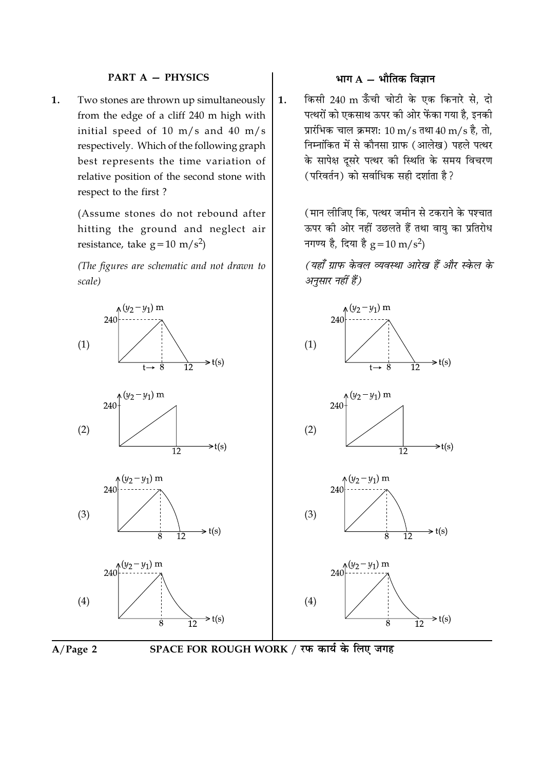## PART A — PHYSICS

**1.** Two stones are thrown up simultaneously from the edge of a cliff 240 m high with initial speed of 10 m/s and 40 m/s respectively. Which of the following graph best represents the time variation of relative position of the second stone with respect to the first ?

(Assume stones do not rebound after hitting the ground and neglect air resistance, take $g = 10 \text{ m/s}^2$)

*(The figures are schematic and not drawn to scale)*

(1) $(y_2 - y_1)$ m vs t(s): 240; t→ 8; 12

(2) $(y_2 - y_1)$ m vs t(s): 240; 12

(3) $(y_2 - y_1)$ m vs t(s): 240; 8; 12

(4) $(y_2 - y_1)$ m vs t(s): 240; 8; 12

## भाग A — भौतिक विज्ञान

**1.** किसी 240 m ऊँची चोटी के एक किनारे से, दो पत्थरों को एकसाथ ऊपर की ओर फेंका गया है, इनकी प्रारंभिक चाल क्रमश: 10 m/s तथा 40 m/s है, तो, निम्नांकित में से कौनसा ग्राफ (आलेख) पहले पत्थर के सापेक्ष दूसरे पत्थर की स्थिति के समय विचरण (परिवर्तन) को सर्वाधिक सही दर्शाता है ?

(मान लीजिए कि, पत्थर जमीन से टकराने के पश्चात ऊपर की ओर नहीं उछलते हैं तथा वायु का प्रतिरोध नगण्य है, दिया है $g = 10 \text{ m/s}^2$)

*(यहाँ ग्राफ केवल व्यवस्था आरेख हैं और स्केल के अनुसार नहीं हैं)*

(1) $(y_2 - y_1)$ m vs t(s): 240; t→ 8; 12

(2) $(y_2 - y_1)$ m vs t(s): 240; 12

(3) $(y_2 - y_1)$ m vs t(s): 240; 8; 12

(4) $(y_2 - y_1)$ m vs t(s): 240; 8; 12

SPACE FOR ROUGH WORK / रफ कार्य के लिए जगह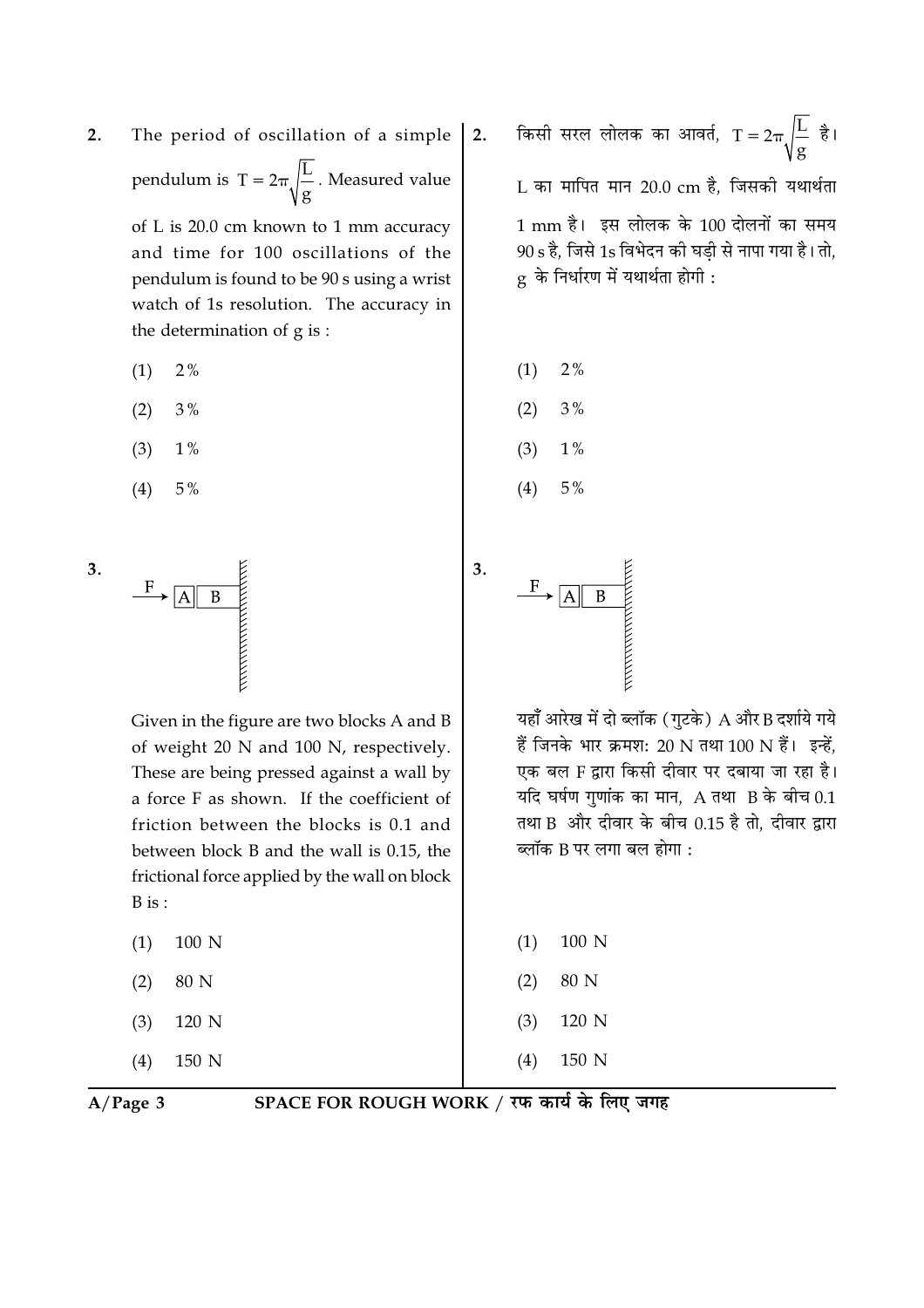**2.** The period of oscillation of a simple pendulum is $T = 2\pi\sqrt{\frac{L}{g}}$. Measured value of L is 20.0 cm known to 1 mm accuracy and time for 100 oscillations of the pendulum is found to be 90 s using a wrist watch of 1s resolution. The accuracy in the determination of g is :

(1) 2%

(2) 3%

(3) 1%

(4) 5%

**2.** किसी सरल लोलक का आवर्त, $T = 2\pi\sqrt{\frac{L}{g}}$ है। L का मापित मान 20.0 cm है, जिसकी यथार्थता 1 mm है। इस लोलक के 100 दोलनों का समय 90 s है, जिसे 1s विभेदन की घड़ी से नापा गया है। तो, g के निर्धारण में यथार्थता होगी :

(1) 2%

(2) 3%

(3) 1%

(4) 5%

**3.** F → [A][B] | (wall)

Given in the figure are two blocks A and B of weight 20 N and 100 N, respectively. These are being pressed against a wall by a force F as shown. If the coefficient of friction between the blocks is 0.1 and between block B and the wall is 0.15, the frictional force applied by the wall on block B is :

(1) 100 N

(2) 80 N

(3) 120 N

(4) 150 N

**3.** F → [A][B] | (दीवार)

यहाँ आरेख में दो ब्लॉक (गुटके) A और B दर्शाये गये हैं जिनके भार क्रमश: 20 N तथा 100 N हैं। इन्हें, एक बल F द्वारा किसी दीवार पर दबाया जा रहा है। यदि घर्षण गुणांक का मान, A तथा B के बीच 0.1 तथा B और दीवार के बीच 0.15 है तो, दीवार द्वारा ब्लॉक B पर लगा बल होगा :

(1) 100 N

(2) 80 N

(3) 120 N

(4) 150 N

SPACE FOR ROUGH WORK / रफ कार्य के लिए जगह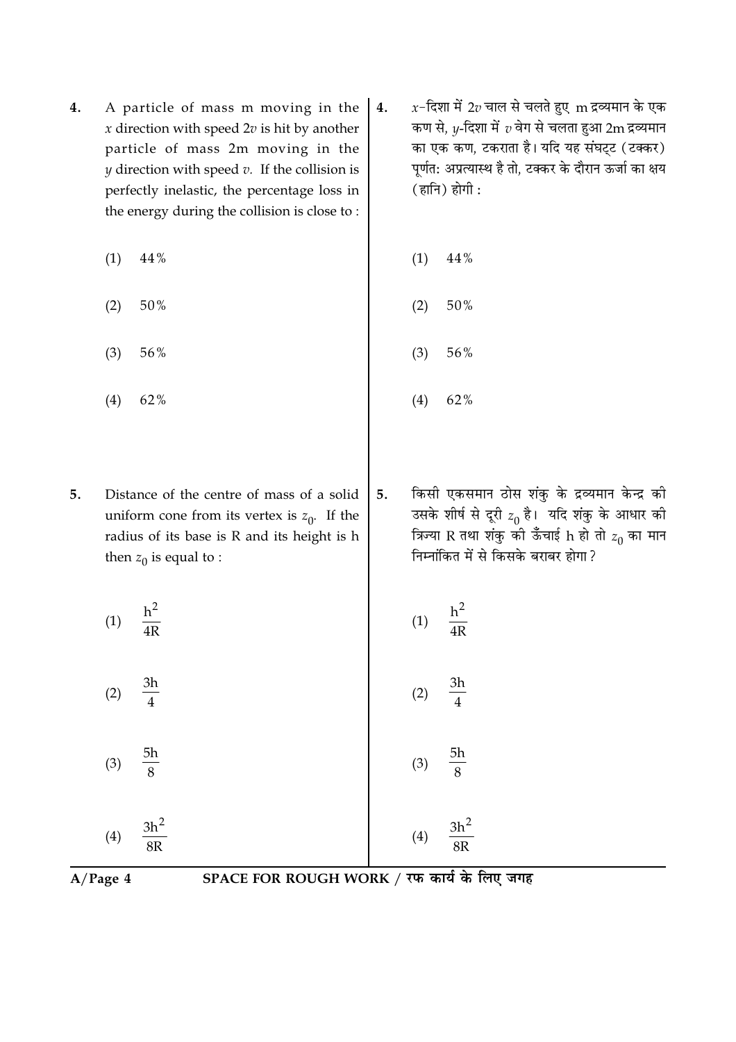4. A particle of mass m moving in the $x$ direction with speed $2v$ is hit by another particle of mass 2m moving in the $y$ direction with speed $v$. If the collision is perfectly inelastic, the percentage loss in the energy during the collision is close to :

(1) 44%

(2) 50%

(3) 56%

(4) 62%

4. $x$-दिशा में $2v$ चाल से चलते हुए m द्रव्यमान के एक कण से, $y$-दिशा में $v$ वेग से चलता हुआ 2m द्रव्यमान का एक कण, टकराता है। यदि यह संघट्ट (टक्कर) पूर्णतः अप्रत्यास्थ है तो, टक्कर के दौरान ऊर्जा का क्षय (हानि) होगी :

(1) 44%

(2) 50%

(3) 56%

(4) 62%

5. Distance of the centre of mass of a solid uniform cone from its vertex is $z_0$. If the radius of its base is R and its height is h then $z_0$ is equal to :

(1) $\frac{h^2}{4R}$

(2) $\frac{3h}{4}$

(3) $\frac{5h}{8}$

(4) $\frac{3h^2}{8R}$

5. किसी एकसमान ठोस शंकु के द्रव्यमान केन्द्र की उसके शीर्ष से दूरी $z_0$ है। यदि शंकु के आधार की त्रिज्या R तथा शंकु की ऊँचाई h हो तो $z_0$ का मान निम्नांकित में से किसके बराबर होगा?

(1) $\frac{h^2}{4R}$

(2) $\frac{3h}{4}$

(3) $\frac{5h}{8}$

(4) $\frac{3h^2}{8R}$

SPACE FOR ROUGH WORK / रफ कार्य के लिए जगह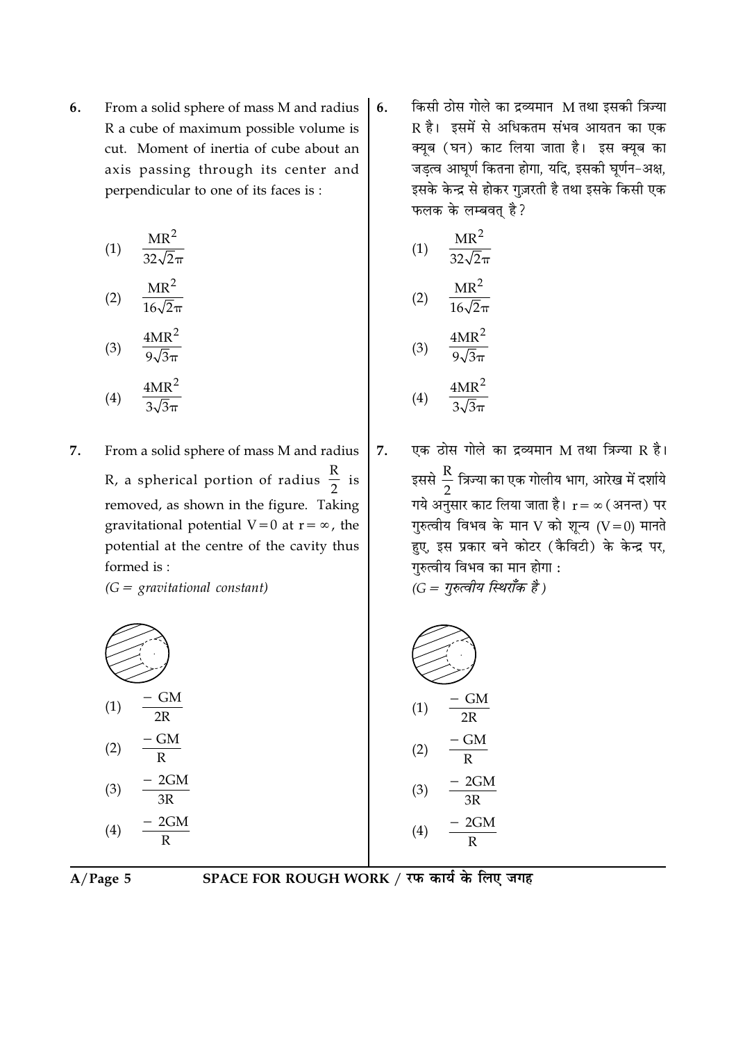6. From a solid sphere of mass M and radius R a cube of maximum possible volume is cut. Moment of inertia of cube about an axis passing through its center and perpendicular to one of its faces is :

(1) $\frac{MR^2}{32\sqrt{2}\pi}$

(2) $\frac{MR^2}{16\sqrt{2}\pi}$

(3) $\frac{4MR^2}{9\sqrt{3}\pi}$

(4) $\frac{4MR^2}{3\sqrt{3}\pi}$

7. From a solid sphere of mass M and radius R, a spherical portion of radius $\frac{R}{2}$ is removed, as shown in the figure. Taking gravitational potential V = 0 at $r = \infty$, the potential at the centre of the cavity thus formed is :

*(G = gravitational constant)*

(1) $\frac{-GM}{2R}$

(2) $\frac{-GM}{R}$

(3) $\frac{-2GM}{3R}$

(4) $\frac{-2GM}{R}$

6. किसी ठोस गोले का द्रव्यमान M तथा इसकी त्रिज्या R है। इसमें से अधिकतम संभव आयतन का एक क्यूब (घन) काट लिया जाता है। इस क्यूब का जड़त्व आघूर्ण कितना होगा, यदि, इसकी घूर्णन-अक्ष, इसके केन्द्र से होकर गुज़रती है तथा इसके किसी एक फलक के लम्बवत् है ?

(1) $\frac{MR^2}{32\sqrt{2}\pi}$

(2) $\frac{MR^2}{16\sqrt{2}\pi}$

(3) $\frac{4MR^2}{9\sqrt{3}\pi}$

(4) $\frac{4MR^2}{3\sqrt{3}\pi}$

7. एक ठोस गोले का द्रव्यमान M तथा त्रिज्या R है। इससे $\frac{R}{2}$ त्रिज्या का एक गोलीय भाग, आरेख में दर्शाये गये अनुसार काट लिया जाता है। $r = \infty$ (अनन्त) पर गुरुत्वीय विभव के मान V को शून्य (V = 0) मानते हुए, इस प्रकार बने कोटर (कैविटी) के केन्द्र पर, गुरुत्वीय विभव का मान होगा :

*(G = गुरुत्वीय स्थिराँक है)*

(1) $\frac{-GM}{2R}$

(2) $\frac{-GM}{R}$

(3) $\frac{-2GM}{3R}$

(4) $\frac{-2GM}{R}$

SPACE FOR ROUGH WORK / रफ कार्य के लिए जगह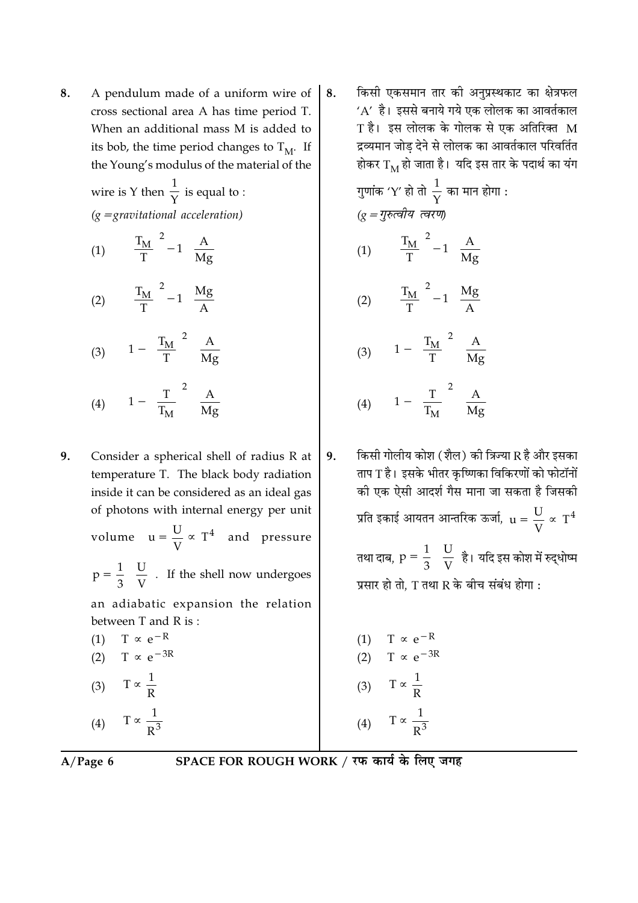8. A pendulum made of a uniform wire of cross sectional area A has time period T. When an additional mass M is added to its bob, the time period changes to $T_M$. If the Young's modulus of the material of the wire is Y then $\frac{1}{Y}$ is equal to :
*(g = gravitational acceleration)*

(1) $\left[\left(\frac{T_M}{T}\right)^2 - 1\right]\frac{A}{Mg}$

(2) $\left[\left(\frac{T_M}{T}\right)^2 - 1\right]\frac{Mg}{A}$

(3) $\left[1 - \left(\frac{T_M}{T}\right)^2\right]\frac{A}{Mg}$

(4) $\left[1 - \left(\frac{T}{T_M}\right)^2\right]\frac{A}{Mg}$

8. किसी एकसमान तार की अनुप्रस्थकाट का क्षेत्रफल 'A' है। इससे बनाये गये एक लोलक का आवर्तकाल T है। इस लोलक के गोलक से एक अतिरिक्त M द्रव्यमान जोड़ देने से लोलक का आवर्तकाल परिवर्तित होकर $T_M$ हो जाता है। यदि इस तार के पदार्थ का यंग गुणांक 'Y' हो तो $\frac{1}{Y}$ का मान होगा :
*(g = गुरुत्वीय त्वरण)*

(1) $\left[\left(\frac{T_M}{T}\right)^2 - 1\right]\frac{A}{Mg}$

(2) $\left[\left(\frac{T_M}{T}\right)^2 - 1\right]\frac{Mg}{A}$

(3) $\left[1 - \left(\frac{T_M}{T}\right)^2\right]\frac{A}{Mg}$

(4) $\left[1 - \left(\frac{T}{T_M}\right)^2\right]\frac{A}{Mg}$

9. Consider a spherical shell of radius R at temperature T. The black body radiation inside it can be considered as an ideal gas of photons with internal energy per unit volume $u = \frac{U}{V} \propto T^4$ and pressure $p = \frac{1}{3}\left(\frac{U}{V}\right)$. If the shell now undergoes an adiabatic expansion the relation between T and R is :

(1) $T \propto e^{-R}$

(2) $T \propto e^{-3R}$

(3) $T \propto \frac{1}{R}$

(4) $T \propto \frac{1}{R^3}$

9. किसी गोलीय कोश (शैल) की त्रिज्या R है और इसका ताप T है। इसके भीतर कृष्णिका विकिरणों को फोटॉनों की एक ऐसी आदर्श गैस माना जा सकता है जिसकी प्रति इकाई आयतन आन्तरिक ऊर्जा, $u = \frac{U}{V} \propto T^4$ तथा दाब, $p = \frac{1}{3}\left(\frac{U}{V}\right)$ है। यदि इस कोश में रुद्धोष्म प्रसार हो तो, T तथा R के बीच संबंध होगा :

(1) $T \propto e^{-R}$

(2) $T \propto e^{-3R}$

(3) $T \propto \frac{1}{R}$

(4) $T \propto \frac{1}{R^3}$

SPACE FOR ROUGH WORK / रफ कार्य के लिए जगह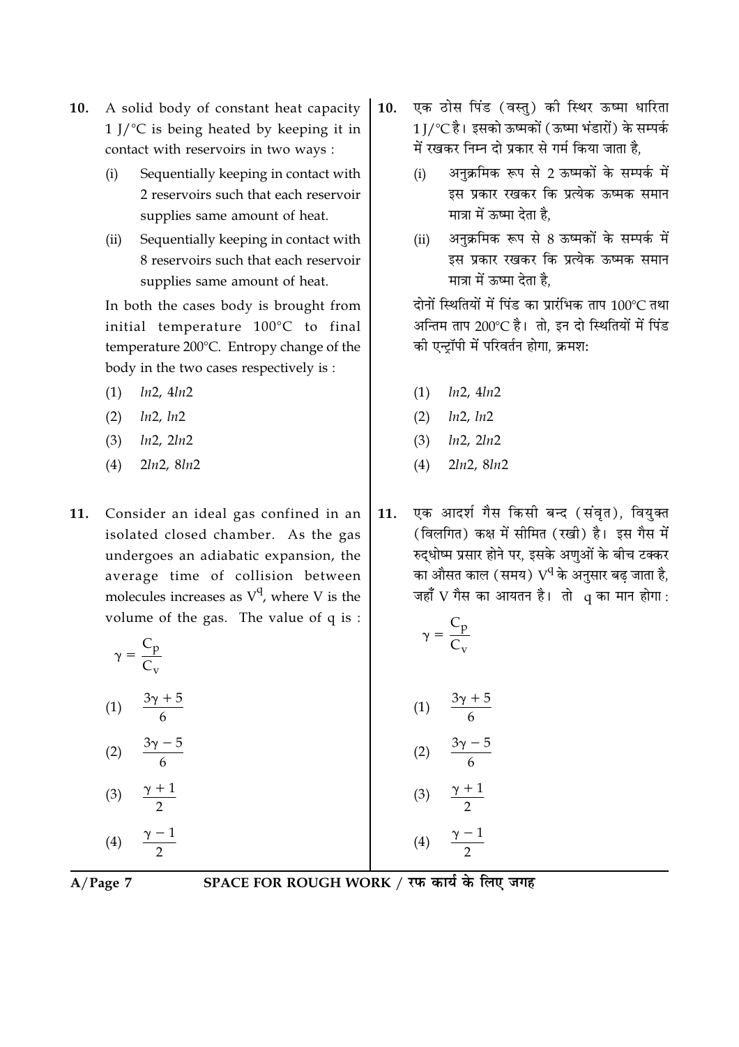10. A solid body of constant heat capacity 1 J/°C is being heated by keeping it in contact with reservoirs in two ways :

    (i) Sequentially keeping in contact with 2 reservoirs such that each reservoir supplies same amount of heat.

    (ii) Sequentially keeping in contact with 8 reservoirs such that each reservoir supplies same amount of heat.

    In both the cases body is brought from initial temperature 100°C to final temperature 200°C. Entropy change of the body in the two cases respectively is :

    (1) $ln2$, $4ln2$

    (2) $ln2$, $ln2$

    (3) $ln2$, $2ln2$

    (4) $2ln2$, $8ln2$

10. एक ठोस पिंड (वस्तु) की स्थिर ऊष्मा धारिता 1 J/°C है। इसको ऊष्मकों (ऊष्मा भंडारों) के सम्पर्क में रखकर निम्न दो प्रकार से गर्म किया जाता है,

    (i) अनुक्रमिक रूप से 2 ऊष्मकों के सम्पर्क में इस प्रकार रखकर कि प्रत्येक ऊष्मक समान मात्रा में ऊष्मा देता है,

    (ii) अनुक्रमिक रूप से 8 ऊष्मकों के सम्पर्क में इस प्रकार रखकर कि प्रत्येक ऊष्मक समान मात्रा में ऊष्मा देता है,

    दोनों स्थितियों में पिंड का प्रारंभिक ताप 100°C तथा अन्तिम ताप 200°C है। तो, इन दो स्थितियों में पिंड की एन्ट्रॉपी में परिवर्तन होगा, क्रमशः

    (1) $ln2$, $4ln2$

    (2) $ln2$, $ln2$

    (3) $ln2$, $2ln2$

    (4) $2ln2$, $8ln2$

11. Consider an ideal gas confined in an isolated closed chamber. As the gas undergoes an adiabatic expansion, the average time of collision between molecules increases as $V^q$, where V is the volume of the gas. The value of q is :

    $\gamma = \frac{C_p}{C_v}$

    (1) $\frac{3\gamma + 5}{6}$

    (2) $\frac{3\gamma - 5}{6}$

    (3) $\frac{\gamma + 1}{2}$

    (4) $\frac{\gamma - 1}{2}$

11. एक आदर्श गैस किसी बन्द (संवृत), वियुक्त (विलगित) कक्ष में सीमित (रखी) है। इस गैस में रुद्धोष्म प्रसार होने पर, इसके अणुओं के बीच टक्कर का औसत काल (समय) $V^q$ के अनुसार बढ़ जाता है, जहाँ V गैस का आयतन है। तो q का मान होगा :

    $\gamma = \frac{C_p}{C_v}$

    (1) $\frac{3\gamma + 5}{6}$

    (2) $\frac{3\gamma - 5}{6}$

    (3) $\frac{\gamma + 1}{2}$

    (4) $\frac{\gamma - 1}{2}$

SPACE FOR ROUGH WORK / रफ कार्य के लिए जगह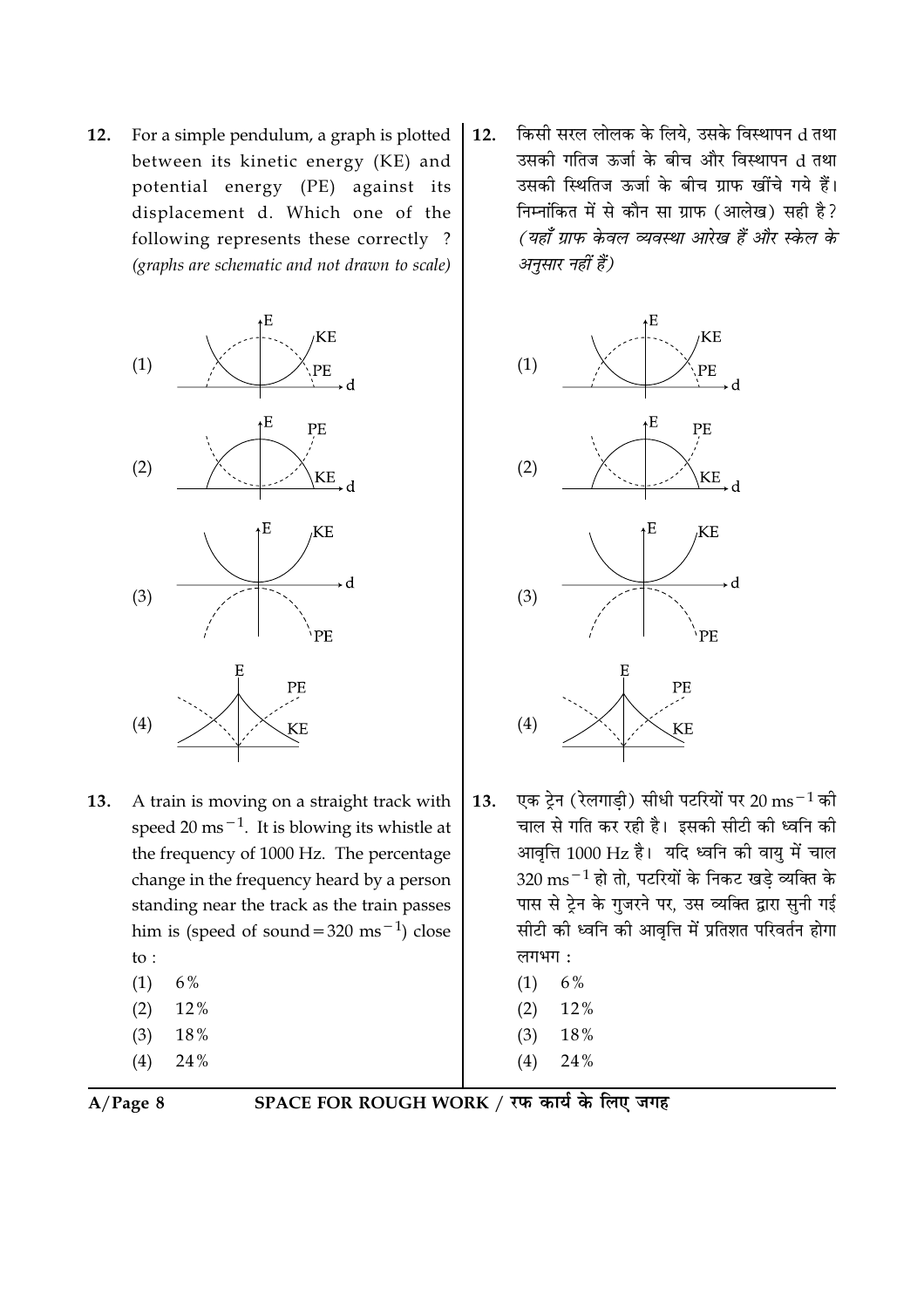12. For a simple pendulum, a graph is plotted between its kinetic energy (KE) and potential energy (PE) against its displacement d. Which one of the following represents these correctly ? *(graphs are schematic and not drawn to scale)*

(1)

(2)

(3)

(4)

13. A train is moving on a straight track with speed $20 \text{ ms}^{-1}$. It is blowing its whistle at the frequency of 1000 Hz. The percentage change in the frequency heard by a person standing near the track as the train passes him is (speed of sound $= 320 \text{ ms}^{-1}$) close to :

(1) 6%
(2) 12%
(3) 18%
(4) 24%

12. किसी सरल लोलक के लिये, उसके विस्थापन d तथा उसकी गतिज ऊर्जा के बीच और विस्थापन d तथा उसकी स्थितिज ऊर्जा के बीच ग्राफ खींचे गये हैं। निम्नांकित में से कौन सा ग्राफ (आलेख) सही है? *(यहाँ ग्राफ केवल व्यवस्था आरेख हैं और स्केल के अनुसार नहीं हैं)*

(1)

(2)

(3)

(4)

13. एक ट्रेन (रेलगाड़ी) सीधी पटरियों पर $20 \text{ ms}^{-1}$ की चाल से गति कर रही है। इसकी सीटी की ध्वनि की आवृत्ति 1000 Hz है। यदि ध्वनि की वायु में चाल $320 \text{ ms}^{-1}$ हो तो, पटरियों के निकट खड़े व्यक्ति के पास से ट्रेन के गुजरने पर, उस व्यक्ति द्वारा सुनी गई सीटी की ध्वनि की आवृत्ति में प्रतिशत परिवर्तन होगा लगभग :

(1) 6%
(2) 12%
(3) 18%
(4) 24%

SPACE FOR ROUGH WORK / रफ कार्य के लिए जगह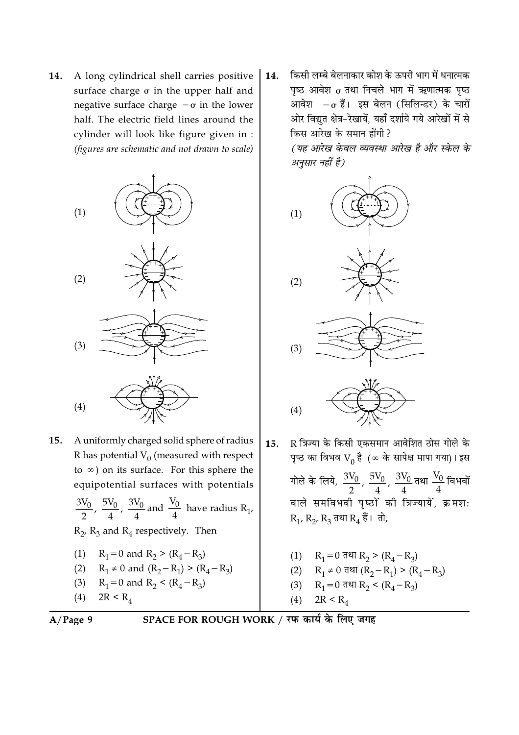14. A long cylindrical shell carries positive surface charge $\sigma$ in the upper half and negative surface charge $-\sigma$ in the lower half. The electric field lines around the cylinder will look like figure given in : *(figures are schematic and not drawn to scale)*

(1)

(2)

(3)

(4)

15. A uniformly charged solid sphere of radius R has potential $V_0$ (measured with respect to $\infty$) on its surface. For this sphere the equipotential surfaces with potentials $\frac{3V_0}{2}$, $\frac{5V_0}{4}$, $\frac{3V_0}{4}$ and $\frac{V_0}{4}$ have radius $R_1$, $R_2$, $R_3$ and $R_4$ respectively. Then

(1) $R_1 = 0$ and $R_2 > (R_4 - R_3)$
(2) $R_1 \neq 0$ and $(R_2 - R_1) > (R_4 - R_3)$
(3) $R_1 = 0$ and $R_2 < (R_4 - R_3)$
(4) $2R < R_4$

14. किसी लम्बे बेलनाकार कोश के ऊपरी भाग में धनात्मक पृष्ठ आवेश $\sigma$ तथा निचले भाग में ऋणात्मक पृष्ठ आवेश $-\sigma$ हैं। इस बेलन (सिलिन्डर) के चारों ओर विद्युत क्षेत्र-रेखायें, यहाँ दर्शाये गये आरेखों में से किस आरेख के समान होंगी ?
*(यह आरेख केवल व्यवस्था आरेख है और स्केल के अनुसार नहीं है)*

(1)

(2)

(3)

(4)

15. R त्रिज्या के किसी एकसमान आवेशित ठोस गोले के पृष्ठ का विभव $V_0$ है ($\infty$ के सापेक्ष मापा गया)। इस गोले के लिये, $\frac{3V_0}{2}$, $\frac{5V_0}{4}$, $\frac{3V_0}{4}$ तथा $\frac{V_0}{4}$ विभवों वाले समविभवी पृष्ठों की त्रिज्यायें, क्रमशः $R_1$, $R_2$, $R_3$ तथा $R_4$ हैं। तो,

(1) $R_1 = 0$ तथा $R_2 > (R_4 - R_3)$
(2) $R_1 \neq 0$ तथा $(R_2 - R_1) > (R_4 - R_3)$
(3) $R_1 = 0$ तथा $R_2 < (R_4 - R_3)$
(4) $2R < R_4$

SPACE FOR ROUGH WORK / रफ कार्य के लिए जगह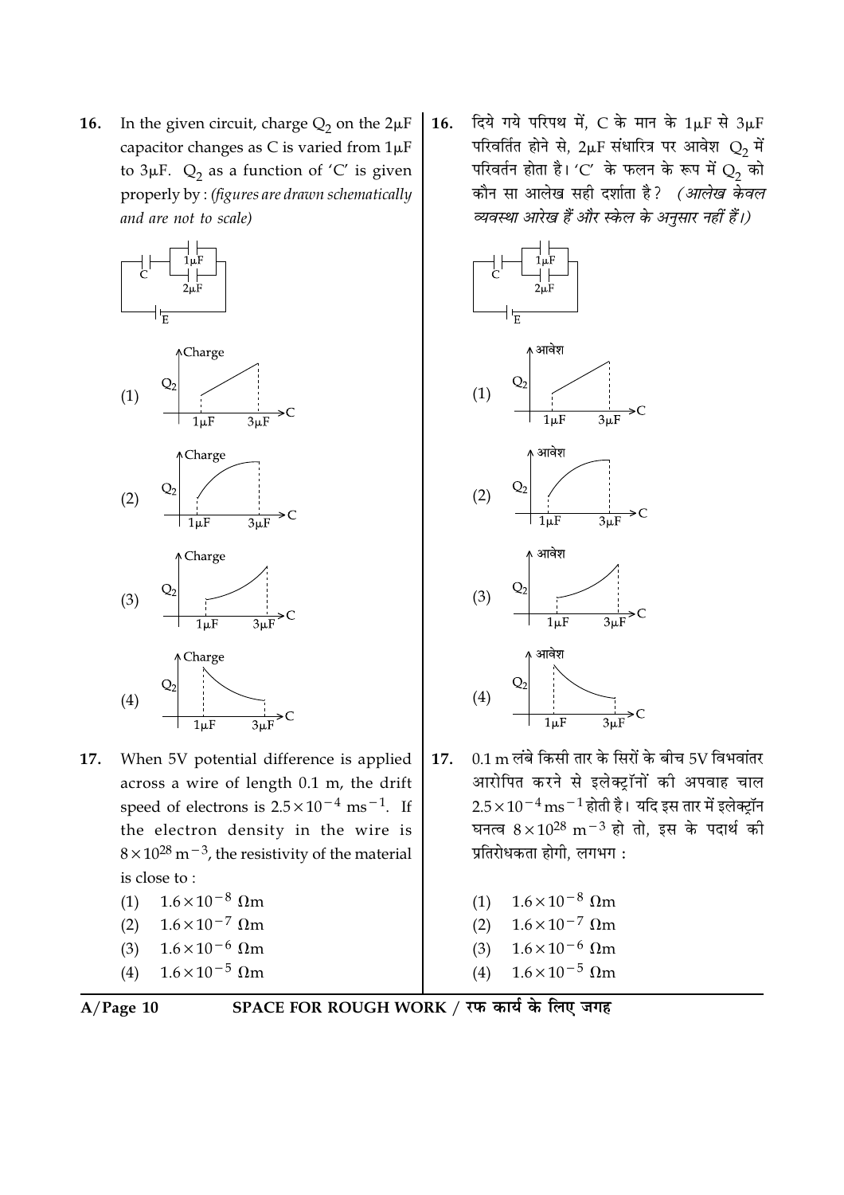16. In the given circuit, charge $Q_2$ on the $2\mu F$ capacitor changes as C is varied from $1\mu F$ to $3\mu F$. $Q_2$ as a function of 'C' is given properly by : *(figures are drawn schematically and are not to scale)*

(1)

(2)

(3)

(4)

17. When 5V potential difference is applied across a wire of length 0.1 m, the drift speed of electrons is $2.5 \times 10^{-4}\ \text{ms}^{-1}$. If the electron density in the wire is $8 \times 10^{28}\ \text{m}^{-3}$, the resistivity of the material is close to :

(1) $1.6 \times 10^{-8}\ \Omega\text{m}$

(2) $1.6 \times 10^{-7}\ \Omega\text{m}$

(3) $1.6 \times 10^{-6}\ \Omega\text{m}$

(4) $1.6 \times 10^{-5}\ \Omega\text{m}$

16. दिये गये परिपथ में, C के मान के $1\mu F$ से $3\mu F$ परिवर्तित होने से, $2\mu F$ संधारित्र पर आवेश $Q_2$ में परिवर्तन होता है। 'C' के फलन के रूप में $Q_2$ को कौन सा आलेख सही दर्शाता है? *(आलेख केवल व्यवस्था आरेख हैं और स्केल के अनुसार नहीं हैं।)*

(1)

(2)

(3)

(4)

17. 0.1 m लंबे किसी तार के सिरों के बीच 5V विभवांतर आरोपित करने से इलेक्ट्रॉनों की अपवाह चाल $2.5 \times 10^{-4}\ \text{ms}^{-1}$ होती है। यदि इस तार में इलेक्ट्रॉन घनत्व $8 \times 10^{28}\ \text{m}^{-3}$ हो तो, इस के पदार्थ की प्रतिरोधकता होगी, लगभग :

(1) $1.6 \times 10^{-8}\ \Omega\text{m}$

(2) $1.6 \times 10^{-7}\ \Omega\text{m}$

(3) $1.6 \times 10^{-6}\ \Omega\text{m}$

(4) $1.6 \times 10^{-5}\ \Omega\text{m}$

SPACE FOR ROUGH WORK / रफ कार्य के लिए जगह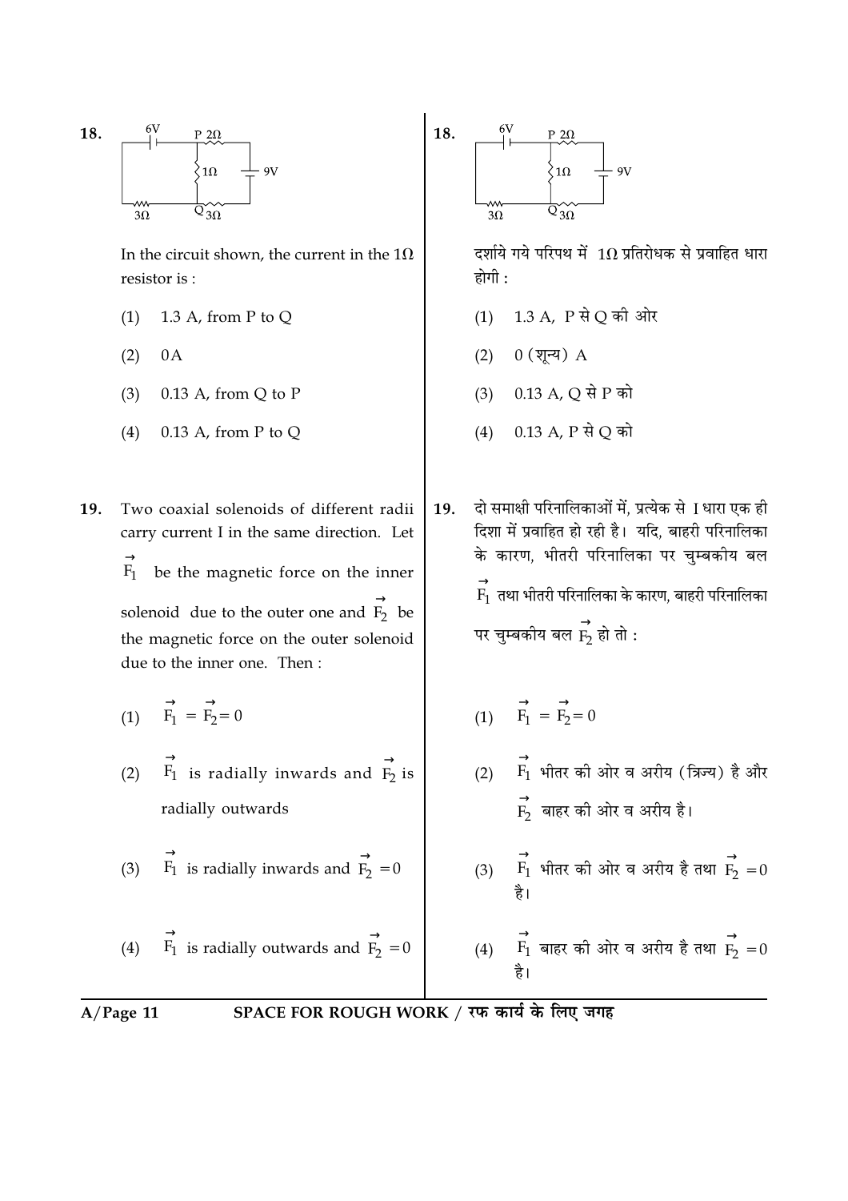**18.**

In the circuit shown, the current in the $1\Omega$ resistor is :

(1) 1.3 A, from P to Q

(2) 0A

(3) 0.13 A, from Q to P

(4) 0.13 A, from P to Q

**18.**

दर्शाये गये परिपथ में $1\Omega$ प्रतिरोधक से प्रवाहित धारा होगी :

(1) 1.3 A, P से Q की ओर

(2) 0 (शून्य) A

(3) 0.13 A, Q से P को

(4) 0.13 A, P से Q को

**19.** Two coaxial solenoids of different radii carry current I in the same direction. Let $\vec{F_1}$ be the magnetic force on the inner solenoid due to the outer one and $\vec{F_2}$ be the magnetic force on the outer solenoid due to the inner one. Then :

(1) $\vec{F_1} = \vec{F_2} = 0$

(2) $\vec{F_1}$ is radially inwards and $\vec{F_2}$ is radially outwards

(3) $\vec{F_1}$ is radially inwards and $\vec{F_2} = 0$

(4) $\vec{F_1}$ is radially outwards and $\vec{F_2} = 0$

**19.** दो समाक्षी परिनालिकाओं में, प्रत्येक से I धारा एक ही दिशा में प्रवाहित हो रही है। यदि, बाहरी परिनालिका के कारण, भीतरी परिनालिका पर चुम्बकीय बल $\vec{F_1}$ तथा भीतरी परिनालिका के कारण, बाहरी परिनालिका पर चुम्बकीय बल $\vec{F_2}$ हो तो :

(1) $\vec{F_1} = \vec{F_2} = 0$

(2) $\vec{F_1}$ भीतर की ओर व अरीय (त्रिज्य) है और $\vec{F_2}$ बाहर की ओर व अरीय है।

(3) $\vec{F_1}$ भीतर की ओर व अरीय है तथा $\vec{F_2} = 0$ है।

(4) $\vec{F_1}$ बाहर की ओर व अरीय है तथा $\vec{F_2} = 0$ है।

SPACE FOR ROUGH WORK / रफ कार्य के लिए जगह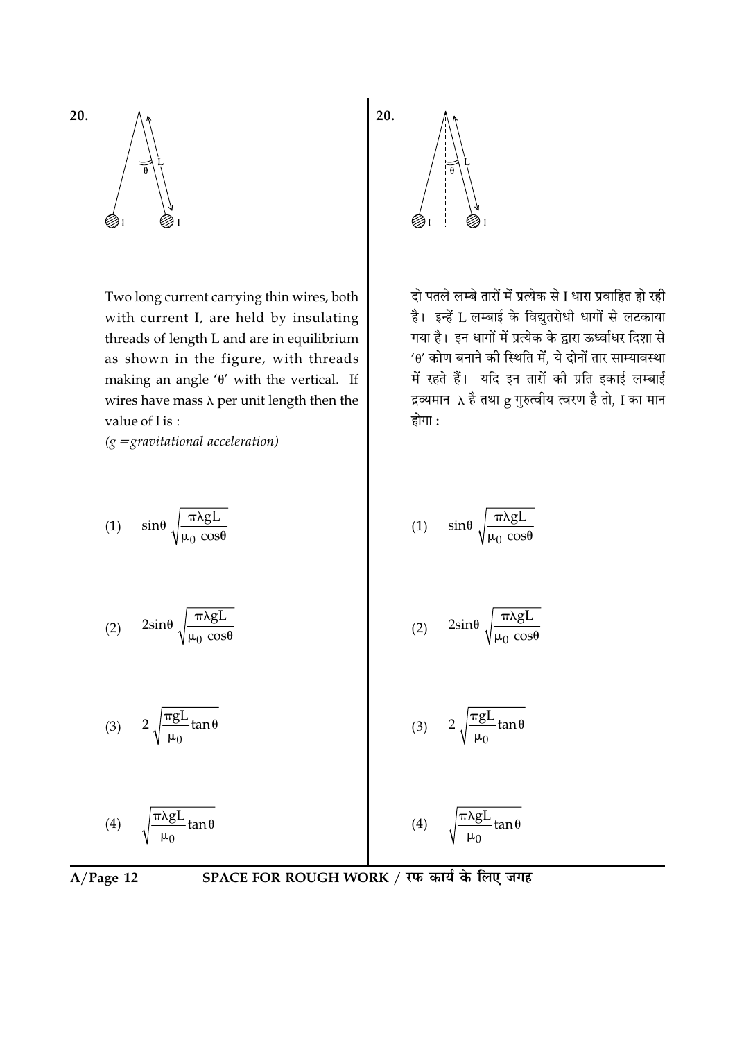20.

Two long current carrying thin wires, both with current I, are held by insulating threads of length L and are in equilibrium as shown in the figure, with threads making an angle 'θ' with the vertical. If wires have mass λ per unit length then the value of I is :

*(g =gravitational acceleration)*

(1) $\sin\theta \sqrt{\dfrac{\pi\lambda gL}{\mu_0 \cos\theta}}$

(2) $2\sin\theta \sqrt{\dfrac{\pi\lambda gL}{\mu_0 \cos\theta}}$

(3) $2\sqrt{\dfrac{\pi gL}{\mu_0}\tan\theta}$

(4) $\sqrt{\dfrac{\pi\lambda gL}{\mu_0}\tan\theta}$

20.

दो पतले लम्बे तारों में प्रत्येक से I धारा प्रवाहित हो रही है। इन्हें L लम्बाई के विद्युतरोधी धागों से लटकाया गया है। इन धागों में प्रत्येक के द्वारा ऊर्ध्वाधर दिशा से 'θ' कोण बनाने की स्थिति में, ये दोनों तार साम्यावस्था में रहते हैं। यदि इन तारों की प्रति इकाई लम्बाई द्रव्यमान λ है तथा g गुरुत्वीय त्वरण है तो, I का मान होगा :

(1) $\sin\theta \sqrt{\dfrac{\pi\lambda gL}{\mu_0 \cos\theta}}$

(2) $2\sin\theta \sqrt{\dfrac{\pi\lambda gL}{\mu_0 \cos\theta}}$

(3) $2\sqrt{\dfrac{\pi gL}{\mu_0}\tan\theta}$

(4) $\sqrt{\dfrac{\pi\lambda gL}{\mu_0}\tan\theta}$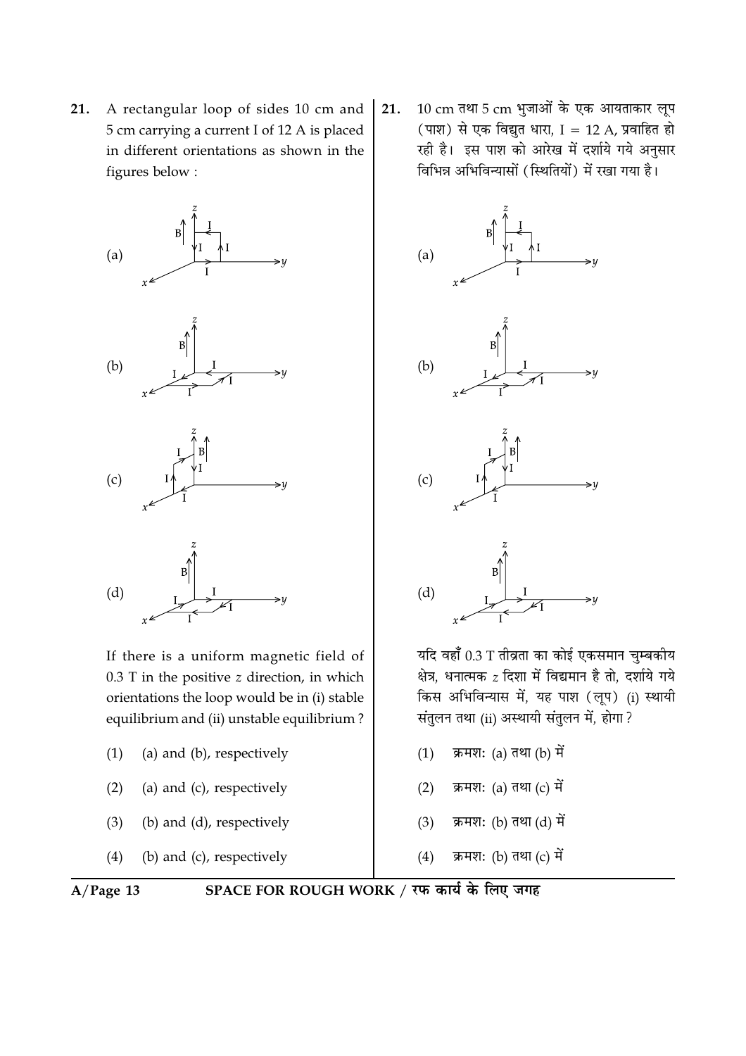**21.** A rectangular loop of sides 10 cm and 5 cm carrying a current I of 12 A is placed in different orientations as shown in the figures below :

(a)

(b)

(c)

(d)

If there is a uniform magnetic field of 0.3 T in the positive $z$ direction, in which orientations the loop would be in (i) stable equilibrium and (ii) unstable equilibrium ?

(1) (a) and (b), respectively

(2) (a) and (c), respectively

(3) (b) and (d), respectively

(4) (b) and (c), respectively

**21.** 10 cm तथा 5 cm भुजाओं के एक आयताकार लूप (पाश) से एक विद्युत धारा, I = 12 A, प्रवाहित हो रही है। इस पाश को आरेख में दर्शाये गये अनुसार विभिन्न अभिविन्यासों (स्थितियों) में रखा गया है।

(a)

(b)

(c)

(d)

यदि वहाँ 0.3 T तीव्रता का कोई एकसमान चुम्बकीय क्षेत्र, धनात्मक $z$ दिशा में विद्यमान है तो, दर्शाये गये किस अभिविन्यास में, यह पाश (लूप) (i) स्थायी संतुलन तथा (ii) अस्थायी संतुलन में, होगा ?

(1) क्रमशः (a) तथा (b) में

(2) क्रमशः (a) तथा (c) में

(3) क्रमशः (b) तथा (d) में

(4) क्रमशः (b) तथा (c) में

SPACE FOR ROUGH WORK / रफ कार्य के लिए जगह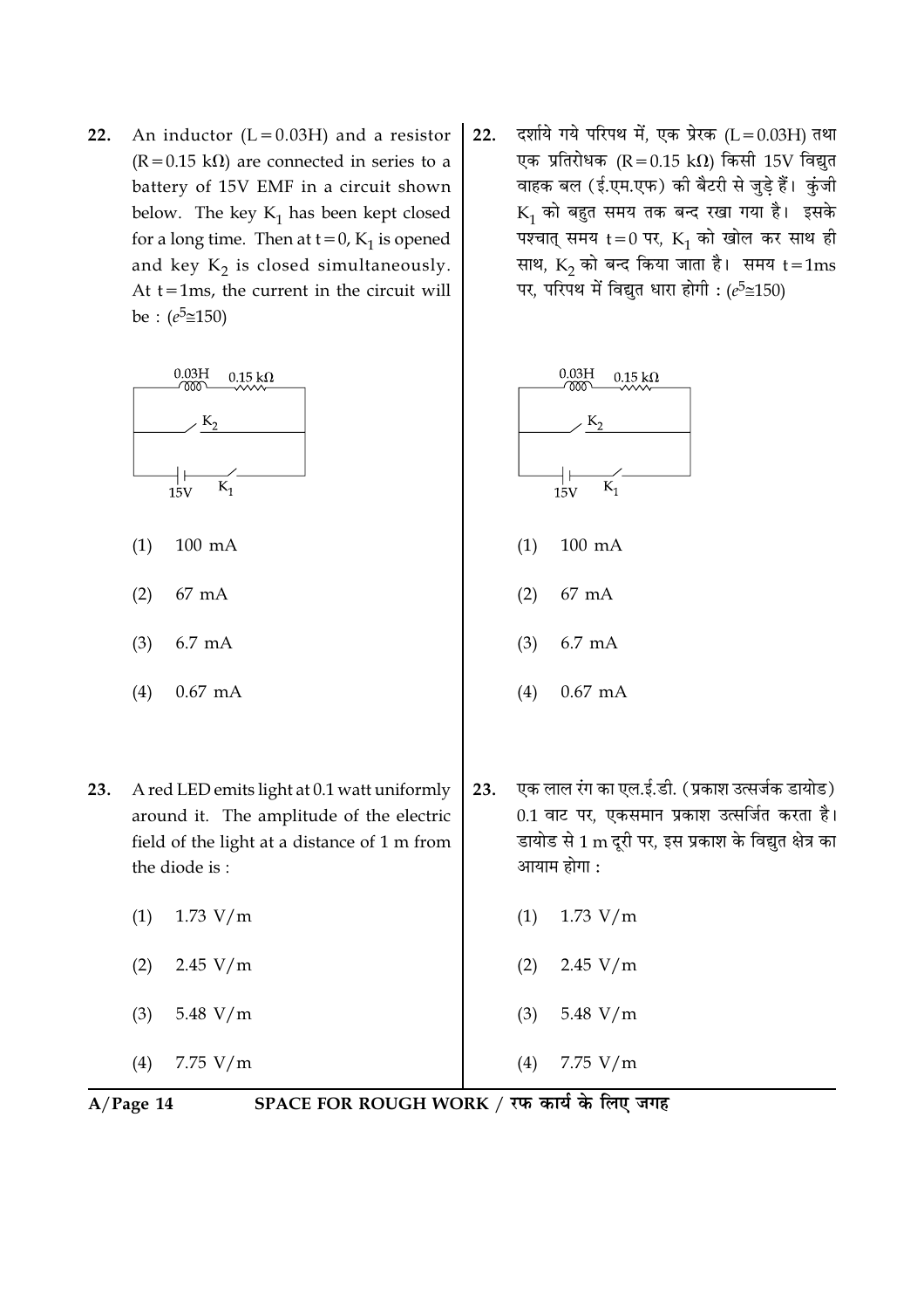22. An inductor $(L = 0.03H)$ and a resistor $(R = 0.15\ k\Omega)$ are connected in series to a battery of 15V EMF in a circuit shown below. The key $K_1$ has been kept closed for a long time. Then at $t = 0$, $K_1$ is opened and key $K_2$ is closed simultaneously. At $t = 1ms$, the current in the circuit will be : $(e^5 \cong 150)$

(1) 100 mA

(2) 67 mA

(3) 6.7 mA

(4) 0.67 mA

22. दर्शाये गये परिपथ में, एक प्रेरक $(L = 0.03H)$ तथा एक प्रतिरोधक $(R = 0.15\ k\Omega)$ किसी 15V विद्युत वाहक बल (ई.एम.एफ) की बैटरी से जुड़े हैं। कुंजी $K_1$ को बहुत समय तक बन्द रखा गया है। इसके पश्चात् समय $t = 0$ पर, $K_1$ को खोल कर साथ ही साथ, $K_2$ को बन्द किया जाता है। समय $t = 1ms$ पर, परिपथ में विद्युत धारा होगी : $(e^5 \cong 150)$

(1) 100 mA

(2) 67 mA

(3) 6.7 mA

(4) 0.67 mA

23. A red LED emits light at 0.1 watt uniformly around it. The amplitude of the electric field of the light at a distance of 1 m from the diode is :

(1) 1.73 V/m

(2) 2.45 V/m

(3) 5.48 V/m

(4) 7.75 V/m

23. एक लाल रंग का एल.ई.डी. (प्रकाश उत्सर्जक डायोड) 0.1 वाट पर, एकसमान प्रकाश उत्सर्जित करता है। डायोड से 1 m दूरी पर, इस प्रकाश के विद्युत क्षेत्र का आयाम होगा :

(1) 1.73 V/m

(2) 2.45 V/m

(3) 5.48 V/m

(4) 7.75 V/m

SPACE FOR ROUGH WORK / रफ कार्य के लिए जगह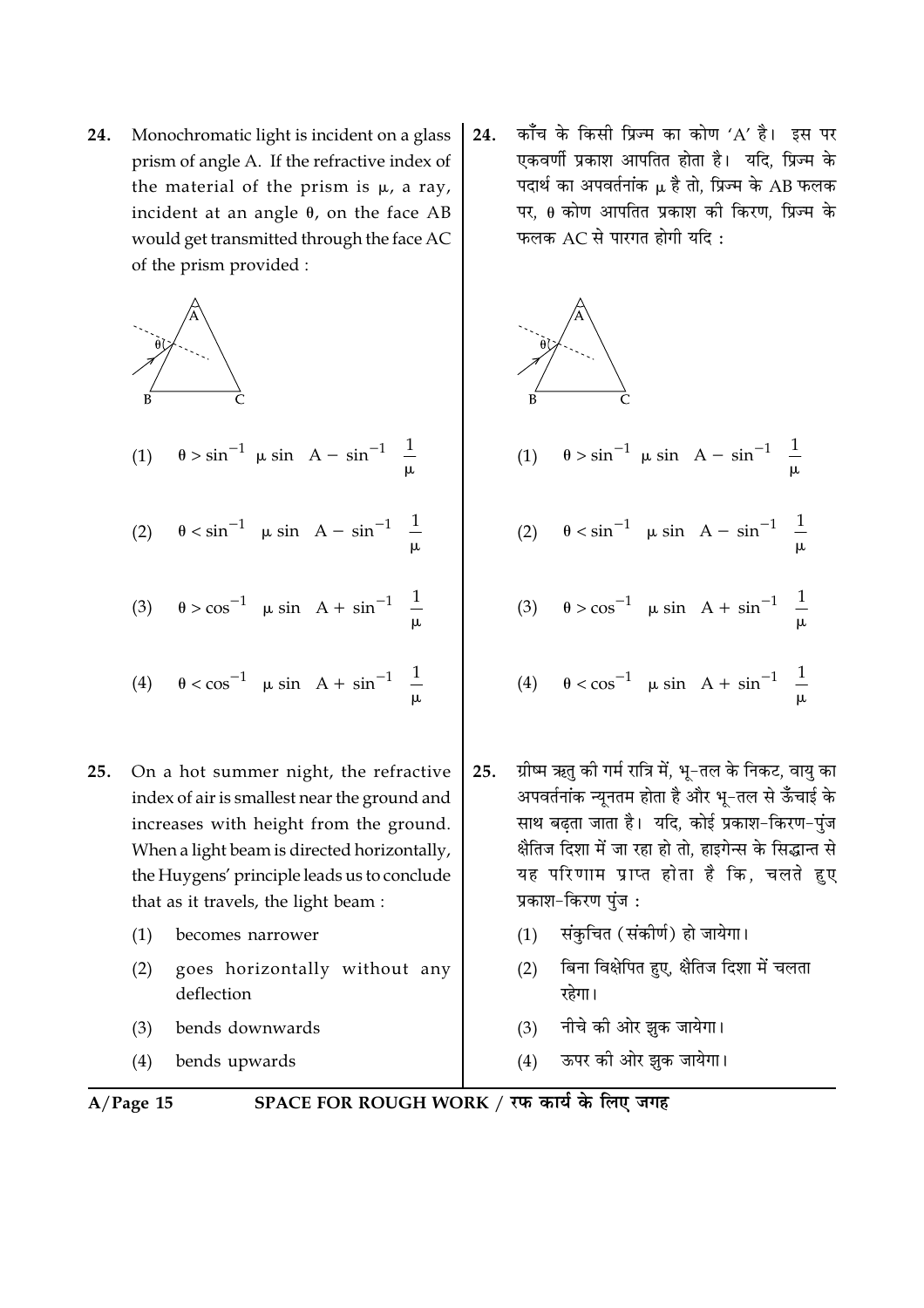24. Monochromatic light is incident on a glass prism of angle A. If the refractive index of the material of the prism is $\mu$, a ray, incident at an angle $\theta$, on the face AB would get transmitted through the face AC of the prism provided :

(1) $\theta > \sin^{-1}\left[\mu \sin\left(A - \sin^{-1}\left(\frac{1}{\mu}\right)\right)\right]$

(2) $\theta < \sin^{-1}\left[\mu \sin\left(A - \sin^{-1}\left(\frac{1}{\mu}\right)\right)\right]$

(3) $\theta > \cos^{-1}\left[\mu \sin\left(A + \sin^{-1}\left(\frac{1}{\mu}\right)\right)\right]$

(4) $\theta < \cos^{-1}\left[\mu \sin\left(A + \sin^{-1}\left(\frac{1}{\mu}\right)\right)\right]$

24. काँच के किसी प्रिज्म का कोण 'A' है। इस पर एकवर्णी प्रकाश आपतित होता है। यदि, प्रिज्म के पदार्थ का अपवर्तनांक $\mu$ है तो, प्रिज्म के AB फलक पर, $\theta$ कोण आपतित प्रकाश की किरण, प्रिज्म के फलक AC से पारगत होगी यदि :

(1) $\theta > \sin^{-1}\left[\mu \sin\left(A - \sin^{-1}\left(\frac{1}{\mu}\right)\right)\right]$

(2) $\theta < \sin^{-1}\left[\mu \sin\left(A - \sin^{-1}\left(\frac{1}{\mu}\right)\right)\right]$

(3) $\theta > \cos^{-1}\left[\mu \sin\left(A + \sin^{-1}\left(\frac{1}{\mu}\right)\right)\right]$

(4) $\theta < \cos^{-1}\left[\mu \sin\left(A + \sin^{-1}\left(\frac{1}{\mu}\right)\right)\right]$

25. On a hot summer night, the refractive index of air is smallest near the ground and increases with height from the ground. When a light beam is directed horizontally, the Huygens' principle leads us to conclude that as it travels, the light beam :

(1) becomes narrower

(2) goes horizontally without any deflection

(3) bends downwards

(4) bends upwards

25. ग्रीष्म ऋतु की गर्म रात्रि में, भू-तल के निकट, वायु का अपवर्तनांक न्यूनतम होता है और भू-तल से ऊँचाई के साथ बढ़ता जाता है। यदि, कोई प्रकाश-किरण-पुंज क्षैतिज दिशा में जा रहा हो तो, हाइगेन्स के सिद्धान्त से यह परिणाम प्राप्त होता है कि, चलते हुए प्रकाश-किरण पुंज :

(1) संकुचित (संकीर्ण) हो जायेगा।

(2) बिना विक्षेपित हुए, क्षैतिज दिशा में चलता रहेगा।

(3) नीचे की ओर झुक जायेगा।

(4) ऊपर की ओर झुक जायेगा।

SPACE FOR ROUGH WORK / रफ कार्य के लिए जगह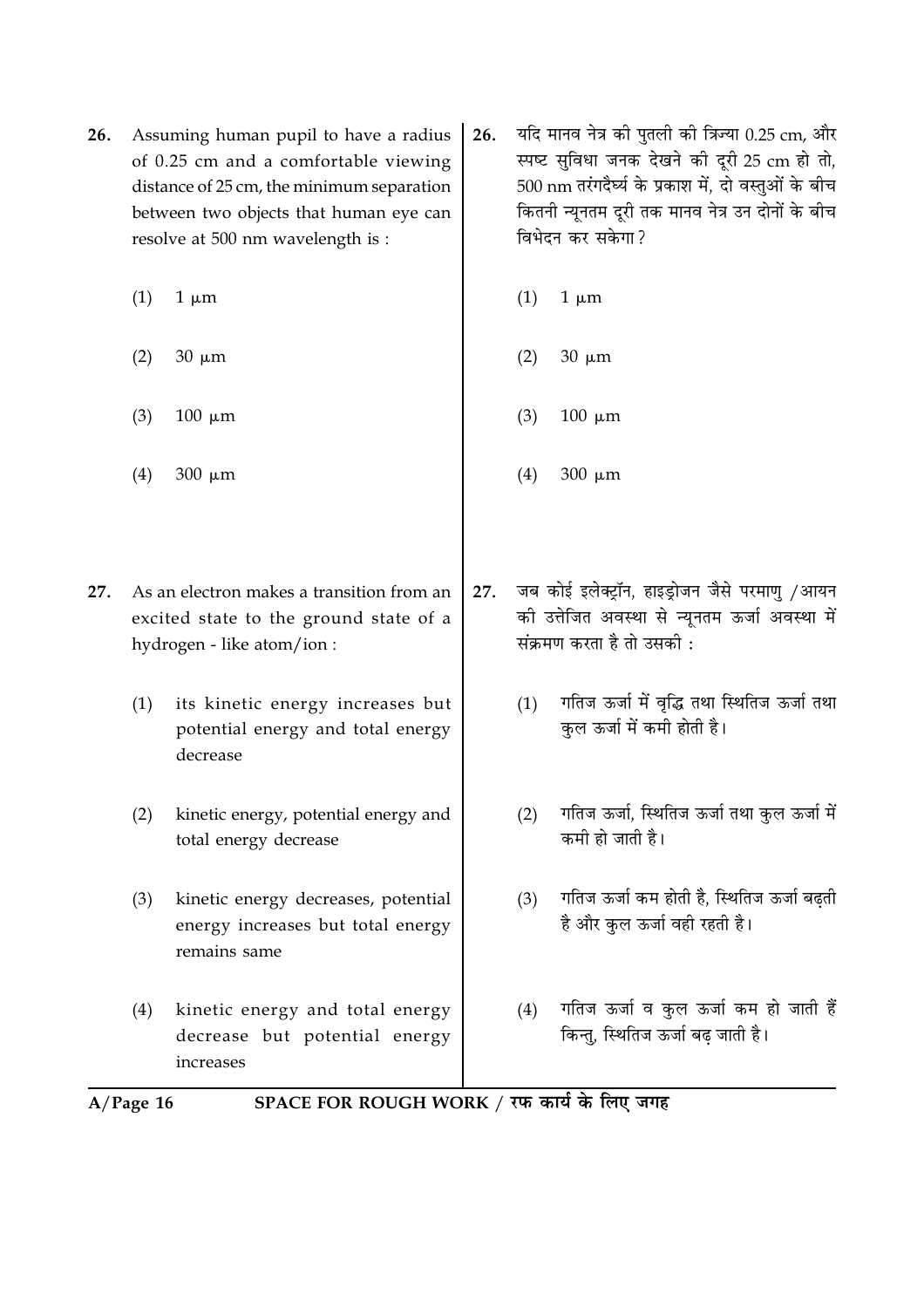26. Assuming human pupil to have a radius of 0.25 cm and a comfortable viewing distance of 25 cm, the minimum separation between two objects that human eye can resolve at 500 nm wavelength is :

    (1) $1\ \mu m$

    (2) $30\ \mu m$

    (3) $100\ \mu m$

    (4) $300\ \mu m$

26. यदि मानव नेत्र की पुतली की त्रिज्या 0.25 cm, और स्पष्ट सुविधा जनक देखने की दूरी 25 cm हो तो, 500 nm तरंगदैर्घ्य के प्रकाश में, दो वस्तुओं के बीच कितनी न्यूनतम दूरी तक मानव नेत्र उन दोनों के बीच विभेदन कर सकेगा ?

    (1) $1\ \mu m$

    (2) $30\ \mu m$

    (3) $100\ \mu m$

    (4) $300\ \mu m$

27. As an electron makes a transition from an excited state to the ground state of a hydrogen - like atom/ion :

    (1) its kinetic energy increases but potential energy and total energy decrease

    (2) kinetic energy, potential energy and total energy decrease

    (3) kinetic energy decreases, potential energy increases but total energy remains same

    (4) kinetic energy and total energy decrease but potential energy increases

27. जब कोई इलेक्ट्रॉन, हाइड्रोजन जैसे परमाणु /आयन की उत्तेजित अवस्था से न्यूनतम ऊर्जा अवस्था में संक्रमण करता है तो उसकी :

    (1) गतिज ऊर्जा में वृद्धि तथा स्थितिज ऊर्जा तथा कुल ऊर्जा में कमी होती है।

    (2) गतिज ऊर्जा, स्थितिज ऊर्जा तथा कुल ऊर्जा में कमी हो जाती है।

    (3) गतिज ऊर्जा कम होती है, स्थितिज ऊर्जा बढ़ती है और कुल ऊर्जा वही रहती है।

    (4) गतिज ऊर्जा व कुल ऊर्जा कम हो जाती हैं किन्तु, स्थितिज ऊर्जा बढ़ जाती है।

SPACE FOR ROUGH WORK / रफ कार्य के लिए जगह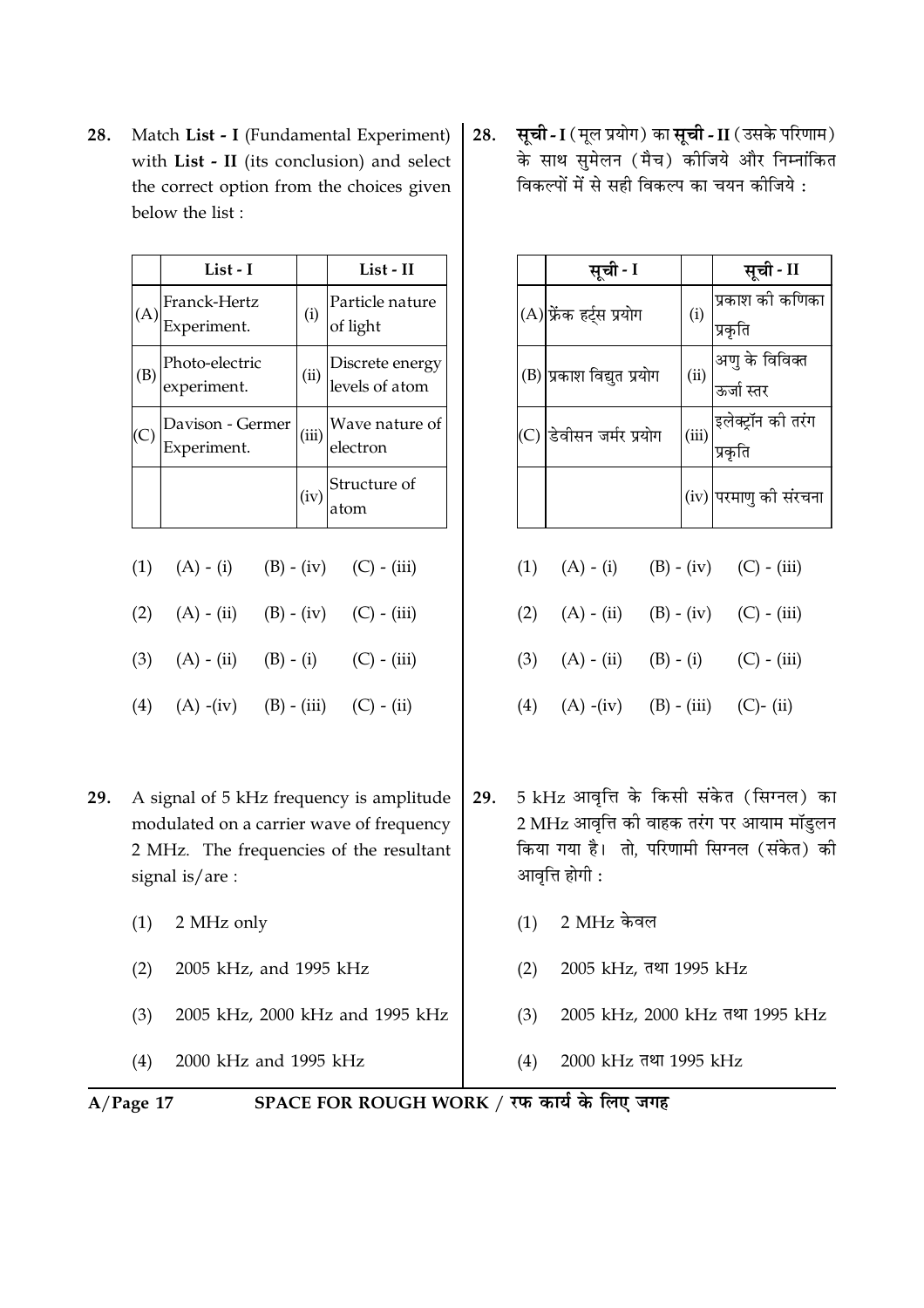28. Match **List - I** (Fundamental Experiment) with **List - II** (its conclusion) and select the correct option from the choices given below the list :

| | List - I | | List - II |
|---|---|---|---|
| (A) | Franck-Hertz Experiment. | (i) | Particle nature of light |
| (B) | Photo-electric experiment. | (ii) | Discrete energy levels of atom |
| (C) | Davison - Germer Experiment. | (iii) | Wave nature of electron |
| | | (iv) | Structure of atom |

(1) (A) - (i) (B) - (iv) (C) - (iii)

(2) (A) - (ii) (B) - (iv) (C) - (iii)

(3) (A) - (ii) (B) - (i) (C) - (iii)

(4) (A) -(iv) (B) - (iii) (C) - (ii)

28. **सूची - I** (मूल प्रयोग) का **सूची - II** (उसके परिणाम) के साथ सुमेलन (मैच) कीजिये और निम्नांकित विकल्पों में से सही विकल्प का चयन कीजिये :

| | सूची - I | | सूची - II |
|---|---|---|---|
| (A) | फ्रेंक हर्ट्स प्रयोग | (i) | प्रकाश की कणिका प्रकृति |
| (B) | प्रकाश विद्युत प्रयोग | (ii) | अणु के विविक्त ऊर्जा स्तर |
| (C) | डेवीसन जर्मर प्रयोग | (iii) | इलेक्ट्रॉन की तरंग प्रकृति |
| | | (iv) | परमाणु की संरचना |

(1) (A) - (i) (B) - (iv) (C) - (iii)

(2) (A) - (ii) (B) - (iv) (C) - (iii)

(3) (A) - (ii) (B) - (i) (C) - (iii)

(4) (A) -(iv) (B) - (iii) (C)- (ii)

29. A signal of 5 kHz frequency is amplitude modulated on a carrier wave of frequency 2 MHz. The frequencies of the resultant signal is/are :

(1) 2 MHz only

(2) 2005 kHz, and 1995 kHz

(3) 2005 kHz, 2000 kHz and 1995 kHz

(4) 2000 kHz and 1995 kHz

29. 5 kHz आवृत्ति के किसी संकेत (सिग्नल) का 2 MHz आवृत्ति की वाहक तरंग पर आयाम मॉडुलन किया गया है। तो, परिणामी सिग्नल (संकेत) की आवृत्ति होगी :

(1) 2 MHz केवल

(2) 2005 kHz, तथा 1995 kHz

(3) 2005 kHz, 2000 kHz तथा 1995 kHz

(4) 2000 kHz तथा 1995 kHz

SPACE FOR ROUGH WORK / रफ कार्य के लिए जगह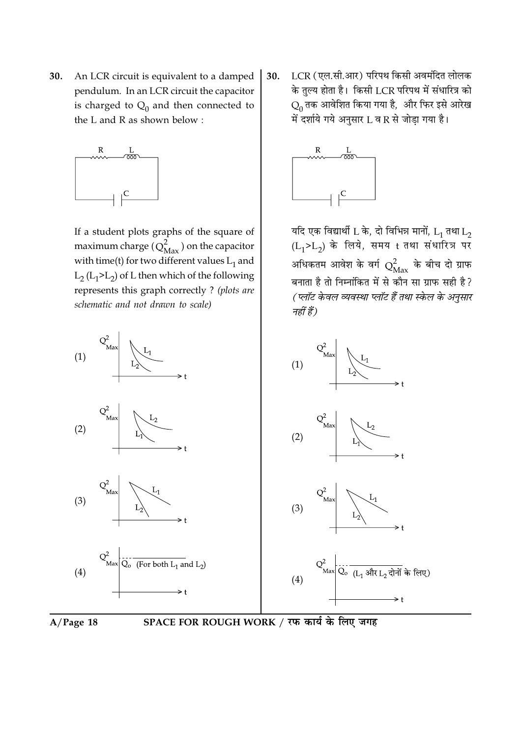30. An LCR circuit is equivalent to a damped pendulum. In an LCR circuit the capacitor is charged to $Q_0$ and then connected to the L and R as shown below :

If a student plots graphs of the square of maximum charge ($Q^2_{Max}$) on the capacitor with time(t) for two different values $L_1$ and $L_2$ ($L_1 > L_2$) of L then which of the following represents this graph correctly ? *(plots are schematic and not drawn to scale)*

(1)

(2)

(3)

(4) $Q_0$ (For both $L_1$ and $L_2$)

30. LCR (एल.सी.आर) परिपथ किसी अवमंदित लोलक के तुल्य होता है। किसी LCR परिपथ में संधारित्र को $Q_0$ तक आवेशित किया गया है, और फिर इसे आरेख में दर्शाये गये अनुसार L व R से जोड़ा गया है।

यदि एक विद्यार्थी L के, दो विभिन्न मानों, $L_1$ तथा $L_2$ ($L_1 > L_2$) के लिये, समय t तथा संधारित्र पर अधिकतम आवेश के वर्ग $Q^2_{Max}$ के बीच दो ग्राफ बनाता है तो निम्नांकित में से कौन सा ग्राफ सही है? *(प्लॉट केवल व्यवस्था प्लॉट हैं तथा स्केल के अनुसार नहीं हैं)*

(1)

(2)

(3)

(4) $Q_0$ ($L_1$ और $L_2$ दोनों के लिए)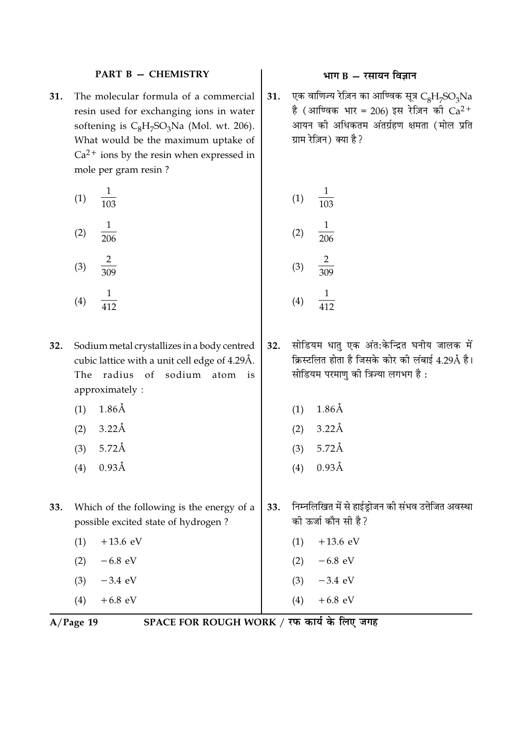## PART B — CHEMISTRY

## भाग B — रसायन विज्ञान

**31.** The molecular formula of a commercial resin used for exchanging ions in water softening is $C_8H_7SO_3Na$ (Mol. wt. 206). What would be the maximum uptake of $Ca^{2+}$ ions by the resin when expressed in mole per gram resin ?

(1) $\frac{1}{103}$

(2) $\frac{1}{206}$

(3) $\frac{2}{309}$

(4) $\frac{1}{412}$

**31.** एक वाणिज्य रेज़िन का आण्विक सूत्र $C_8H_7SO_3Na$ है (आण्विक भार = 206) इस रेज़िन की $Ca^{2+}$ आयन की अधिकतम अंतर्ग्रहण क्षमता (मोल प्रति ग्राम रेज़िन) क्या है?

(1) $\frac{1}{103}$

(2) $\frac{1}{206}$

(3) $\frac{2}{309}$

(4) $\frac{1}{412}$

**32.** Sodium metal crystallizes in a body centred cubic lattice with a unit cell edge of 4.29Å. The radius of sodium atom is approximately :

(1) 1.86Å

(2) 3.22Å

(3) 5.72Å

(4) 0.93Å

**32.** सोडियम धातु एक अंत:केन्द्रित घनीय जालक में क्रिस्टलित होता है जिसके कोर की लंबाई 4.29Å है। सोडियम परमाणु की त्रिज्या लगभग है :

(1) 1.86Å

(2) 3.22Å

(3) 5.72Å

(4) 0.93Å

**33.** Which of the following is the energy of a possible excited state of hydrogen ?

(1) +13.6 eV

(2) −6.8 eV

(3) −3.4 eV

(4) +6.8 eV

**33.** निम्नलिखित में से हाईड्रोजन की संभव उत्तेजित अवस्था की ऊर्जा कौन सी है?

(1) +13.6 eV

(2) −6.8 eV

(3) −3.4 eV

(4) +6.8 eV

SPACE FOR ROUGH WORK / रफ कार्य के लिए जगह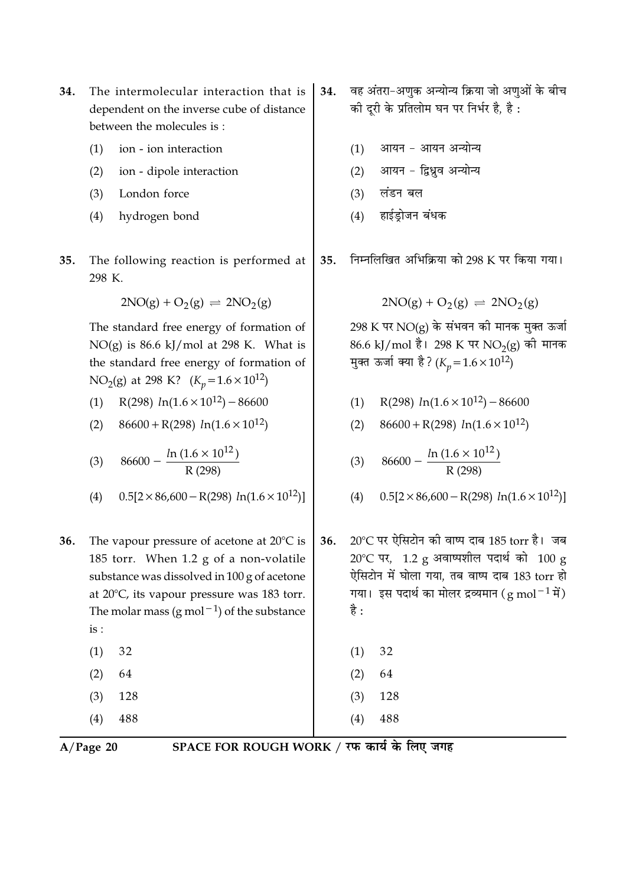34. The intermolecular interaction that is dependent on the inverse cube of distance between the molecules is :

(1) ion - ion interaction

(2) ion - dipole interaction

(3) London force

(4) hydrogen bond

34. वह अंतरा-अणुक अन्योन्य क्रिया जो अणुओं के बीच की दूरी के प्रतिलोम घन पर निर्भर है, है :

(1) आयन - आयन अन्योन्य

(2) आयन - द्विध्रुव अन्योन्य

(3) लंडन बल

(4) हाईड्रोजन बंधक

35. The following reaction is performed at 298 K.

$$2NO(g) + O_2(g) \rightleftharpoons 2NO_2(g)$$

The standard free energy of formation of NO(g) is 86.6 kJ/mol at 298 K. What is the standard free energy of formation of $NO_2(g)$ at 298 K? $(K_p = 1.6 \times 10^{12})$

(1) $R(298)\ ln(1.6 \times 10^{12}) - 86600$

(2) $86600 + R(298)\ ln(1.6 \times 10^{12})$

(3) $86600 - \dfrac{ln\,(1.6 \times 10^{12})}{R\,(298)}$

(4) $0.5[2 \times 86{,}600 - R(298)\ ln(1.6 \times 10^{12})]$

35. निम्नलिखित अभिक्रिया को 298 K पर किया गया।

$$2NO(g) + O_2(g) \rightleftharpoons 2NO_2(g)$$

298 K पर NO(g) के संभवन की मानक मुक्त ऊर्जा 86.6 kJ/mol है। 298 K पर $NO_2(g)$ की मानक मुक्त ऊर्जा क्या है? $(K_p = 1.6 \times 10^{12})$

(1) $R(298)\ ln(1.6 \times 10^{12}) - 86600$

(2) $86600 + R(298)\ ln(1.6 \times 10^{12})$

(3) $86600 - \dfrac{ln\,(1.6 \times 10^{12})}{R\,(298)}$

(4) $0.5[2 \times 86{,}600 - R(298)\ ln(1.6 \times 10^{12})]$

36. The vapour pressure of acetone at 20°C is 185 torr. When 1.2 g of a non-volatile substance was dissolved in 100 g of acetone at 20°C, its vapour pressure was 183 torr. The molar mass ($g\ mol^{-1}$) of the substance is :

(1) 32

(2) 64

(3) 128

(4) 488

36. 20°C पर ऐसिटोन की वाष्प दाब 185 torr है। जब 20°C पर, 1.2 g अवाष्पशील पदार्थ को 100 g ऐसिटोन में घोला गया, तब वाष्प दाब 183 torr हो गया। इस पदार्थ का मोलर द्रव्यमान ($g\ mol^{-1}$ में) है :

(1) 32

(2) 64

(3) 128

(4) 488

SPACE FOR ROUGH WORK / रफ कार्य के लिए जगह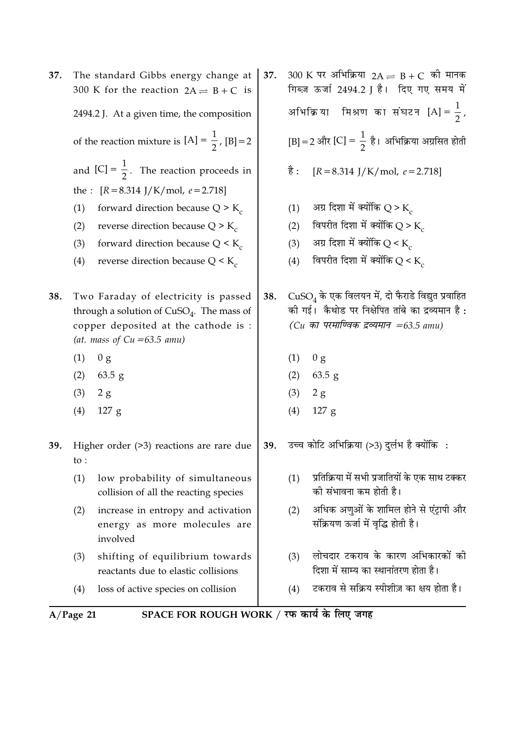37. The standard Gibbs energy change at 300 K for the reaction $2A \rightleftharpoons B + C$ is 2494.2 J. At a given time, the composition of the reaction mixture is $[A] = \frac{1}{2}$, $[B] = 2$ and $[C] = \frac{1}{2}$. The reaction proceeds in the : $[R = 8.314 \text{ J/K/mol}, e = 2.718]$

   (1) forward direction because $Q > K_c$
   (2) reverse direction because $Q > K_c$
   (3) forward direction because $Q < K_c$
   (4) reverse direction because $Q < K_c$

37. 300 K पर अभिक्रिया $2A \rightleftharpoons B + C$ की मानक गिब्ज ऊर्जा 2494.2 J है। दिए गए समय में अभिक्रिया मिश्रण का संघटन $[A] = \frac{1}{2}$, $[B] = 2$ और $[C] = \frac{1}{2}$ है। अभिक्रिया अग्रसित होती है : $[R = 8.314 \text{ J/K/mol}, e = 2.718]$

   (1) अग्र दिशा में क्योंकि $Q > K_c$
   (2) विपरीत दिशा में क्योंकि $Q > K_c$
   (3) अग्र दिशा में क्योंकि $Q < K_c$
   (4) विपरीत दिशा में क्योंकि $Q < K_c$

38. Two Faraday of electricity is passed through a solution of $CuSO_4$. The mass of copper deposited at the cathode is : *(at. mass of Cu = 63.5 amu)*

   (1) 0 g
   (2) 63.5 g
   (3) 2 g
   (4) 127 g

38. $CuSO_4$ के एक विलयन में, दो फैराडे विद्युत प्रवाहित की गई। कैथोड पर निक्षेपित तांबे का द्रव्यमान है : *(Cu का परमाण्विक द्रव्यमान = 63.5 amu)*

   (1) 0 g
   (2) 63.5 g
   (3) 2 g
   (4) 127 g

39. Higher order (>3) reactions are rare due to :

   (1) low probability of simultaneous collision of all the reacting species
   (2) increase in entropy and activation energy as more molecules are involved
   (3) shifting of equilibrium towards reactants due to elastic collisions
   (4) loss of active species on collision

39. उच्च कोटि अभिक्रिया (>3) दुर्लभ है क्योंकि :

   (1) प्रतिक्रिया में सभी प्रजातियों के एक साथ टक्कर की संभावना कम होती है।
   (2) अधिक अणुओं के शामिल होने से एंट्रापी और संक्रियण ऊर्जा में वृद्धि होती है।
   (3) लोचदार टकराव के कारण अभिकारकों की दिशा में साम्य का स्थानांतरण होता है।
   (4) टकराव से सक्रिय स्पीशीज़ का क्षय होता है।

SPACE FOR ROUGH WORK / रफ कार्य के लिए जगह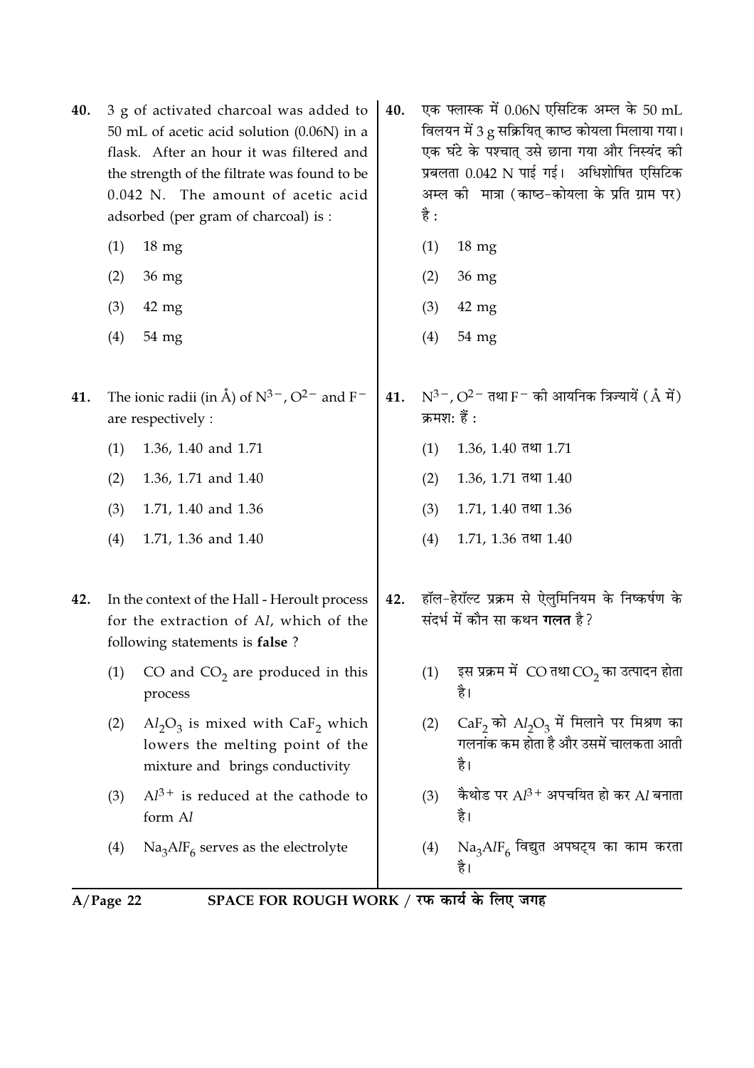40. 3 g of activated charcoal was added to 50 mL of acetic acid solution (0.06N) in a flask. After an hour it was filtered and the strength of the filtrate was found to be 0.042 N. The amount of acetic acid adsorbed (per gram of charcoal) is :

(1) 18 mg

(2) 36 mg

(3) 42 mg

(4) 54 mg

40. एक फ्लास्क में 0.06N एसिटिक अम्ल के 50 mL विलयन में 3 g सक्रियित् काष्ठ कोयला मिलाया गया। एक घंटे के पश्चात् उसे छाना गया और निस्यंद की प्रबलता 0.042 N पाई गई। अधिशोषित एसिटिक अम्ल की मात्रा (काष्ठ-कोयला के प्रति ग्राम पर) है :

(1) 18 mg

(2) 36 mg

(3) 42 mg

(4) 54 mg

41. The ionic radii (in Å) of $N^{3-}$, $O^{2-}$ and $F^-$ are respectively :

(1) 1.36, 1.40 and 1.71

(2) 1.36, 1.71 and 1.40

(3) 1.71, 1.40 and 1.36

(4) 1.71, 1.36 and 1.40

41. $N^{3-}$, $O^{2-}$ तथा $F^-$ की आयनिक त्रिज्यायें (Å में) क्रमश: हैं :

(1) 1.36, 1.40 तथा 1.71

(2) 1.36, 1.71 तथा 1.40

(3) 1.71, 1.40 तथा 1.36

(4) 1.71, 1.36 तथा 1.40

42. In the context of the Hall - Heroult process for the extraction of Al, which of the following statements is **false** ?

(1) CO and $CO_2$ are produced in this process

(2) $Al_2O_3$ is mixed with $CaF_2$ which lowers the melting point of the mixture and brings conductivity

(3) $Al^{3+}$ is reduced at the cathode to form Al

(4) $Na_3AlF_6$ serves as the electrolyte

42. हॉल-हेरॉल्ट प्रक्रम से ऐलुमिनियम के निष्कर्षण के संदर्भ में कौन सा कथन **गलत** है ?

(1) इस प्रक्रम में CO तथा $CO_2$ का उत्पादन होता है।

(2) $CaF_2$ को $Al_2O_3$ में मिलाने पर मिश्रण का गलनांक कम होता है और उसमें चालकता आती है।

(3) कैथोड पर $Al^{3+}$ अपचयित हो कर Al बनाता है।

(4) $Na_3AlF_6$ विद्युत अपघट्य का काम करता है।

SPACE FOR ROUGH WORK / रफ कार्य के लिए जगह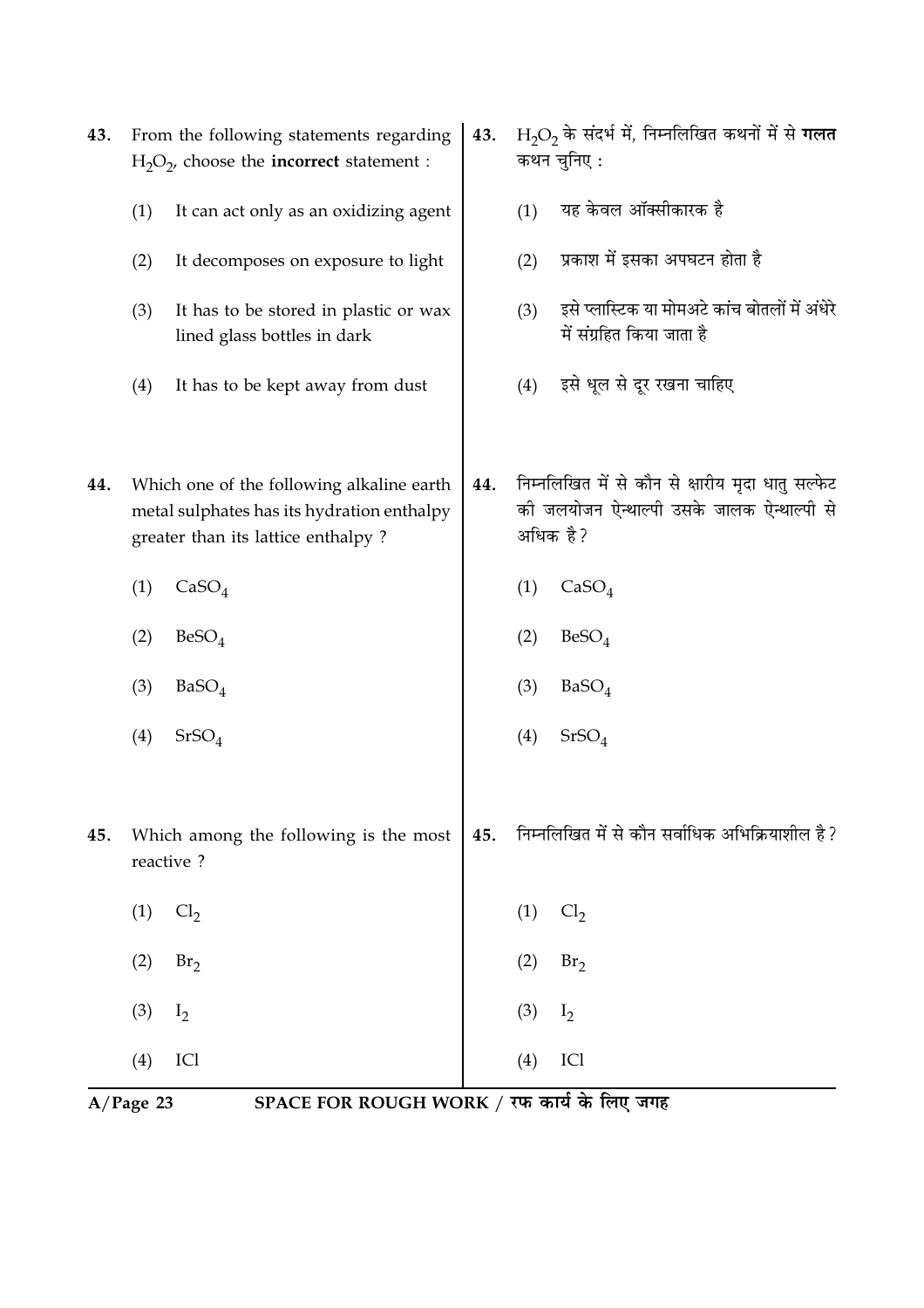**43.** From the following statements regarding $H_2O_2$, choose the **incorrect** statement :

(1) It can act only as an oxidizing agent

(2) It decomposes on exposure to light

(3) It has to be stored in plastic or wax lined glass bottles in dark

(4) It has to be kept away from dust

**43.** $H_2O_2$ के संदर्भ में, निम्नलिखित कथनों में से **गलत** कथन चुनिए :

(1) यह केवल ऑक्सीकारक है

(2) प्रकाश में इसका अपघटन होता है

(3) इसे प्लास्टिक या मोमअटे कांच बोतलों में अंधेरे में संग्रहित किया जाता है

(4) इसे धूल से दूर रखना चाहिए

**44.** Which one of the following alkaline earth metal sulphates has its hydration enthalpy greater than its lattice enthalpy ?

(1) $CaSO_4$

(2) $BeSO_4$

(3) $BaSO_4$

(4) $SrSO_4$

**44.** निम्नलिखित में से कौन से क्षारीय मृदा धातु सल्फेट की जलयोजन ऐन्थाल्पी उसके जालक ऐन्थाल्पी से अधिक है ?

(1) $CaSO_4$

(2) $BeSO_4$

(3) $BaSO_4$

(4) $SrSO_4$

**45.** Which among the following is the most reactive ?

(1) $Cl_2$

(2) $Br_2$

(3) $I_2$

(4) $ICl$

**45.** निम्नलिखित में से कौन सर्वाधिक अभिक्रियाशील है ?

(1) $Cl_2$

(2) $Br_2$

(3) $I_2$

(4) $ICl$

SPACE FOR ROUGH WORK / रफ कार्य के लिए जगह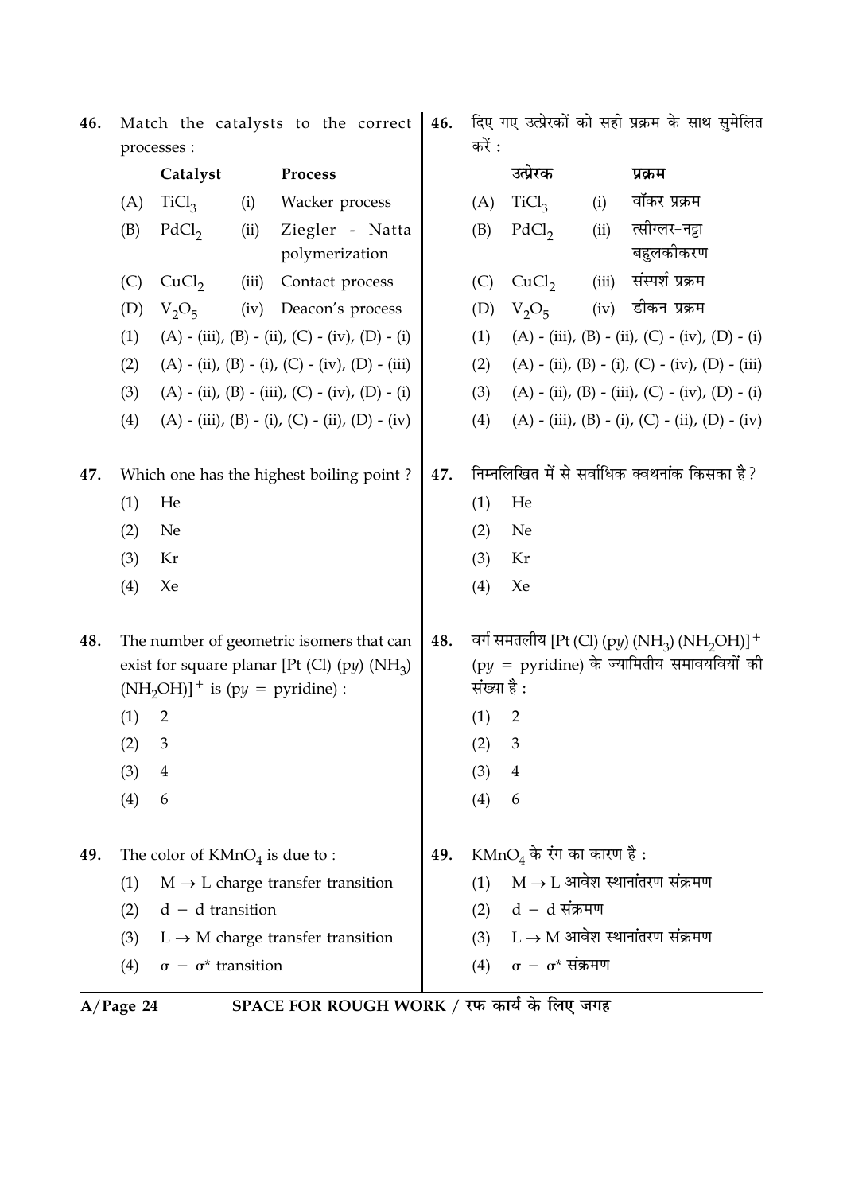46. Match the catalysts to the correct processes :

| | Catalyst | | Process |
|---|---|---|---|
| (A) | $TiCl_3$ | (i) | Wacker process |
| (B) | $PdCl_2$ | (ii) | Ziegler - Natta polymerization |
| (C) | $CuCl_2$ | (iii) | Contact process |
| (D) | $V_2O_5$ | (iv) | Deacon's process |

(1) (A) - (iii), (B) - (ii), (C) - (iv), (D) - (i)

(2) (A) - (ii), (B) - (i), (C) - (iv), (D) - (iii)

(3) (A) - (ii), (B) - (iii), (C) - (iv), (D) - (i)

(4) (A) - (iii), (B) - (i), (C) - (ii), (D) - (iv)

46. दिए गए उत्प्रेरकों को सही प्रक्रम के साथ सुमेलित करें :

| | उत्प्रेरक | | प्रक्रम |
|---|---|---|---|
| (A) | $TiCl_3$ | (i) | वॉकर प्रक्रम |
| (B) | $PdCl_2$ | (ii) | त्सीग्लर-नट्टा बहुलकीकरण |
| (C) | $CuCl_2$ | (iii) | संस्पर्श प्रक्रम |
| (D) | $V_2O_5$ | (iv) | डीकन प्रक्रम |

(1) (A) - (iii), (B) - (ii), (C) - (iv), (D) - (i)

(2) (A) - (ii), (B) - (i), (C) - (iv), (D) - (iii)

(3) (A) - (ii), (B) - (iii), (C) - (iv), (D) - (i)

(4) (A) - (iii), (B) - (i), (C) - (ii), (D) - (iv)

47. Which one has the highest boiling point ?

(1) He

(2) Ne

(3) Kr

(4) Xe

47. निम्नलिखित में से सर्वाधिक क्वथनांक किसका है ?

(1) He

(2) Ne

(3) Kr

(4) Xe

48. The number of geometric isomers that can exist for square planar $[Pt(Cl)(py)(NH_3)(NH_2OH)]^+$ is (py = pyridine) :

(1) 2

(2) 3

(3) 4

(4) 6

48. वर्ग समतलीय $[Pt(Cl)(py)(NH_3)(NH_2OH)]^+$ (py = pyridine) के ज्यामितीय समावयवियों की संख्या है :

(1) 2

(2) 3

(3) 4

(4) 6

49. The color of $KMnO_4$ is due to :

(1) $M \rightarrow L$ charge transfer transition

(2) d $-$ d transition

(3) $L \rightarrow M$ charge transfer transition

(4) $\sigma - \sigma^*$ transition

49. $KMnO_4$ के रंग का कारण है :

(1) $M \rightarrow L$ आवेश स्थानांतरण संक्रमण

(2) d $-$ d संक्रमण

(3) $L \rightarrow M$ आवेश स्थानांतरण संक्रमण

(4) $\sigma - \sigma^*$ संक्रमण

SPACE FOR ROUGH WORK / रफ कार्य के लिए जगह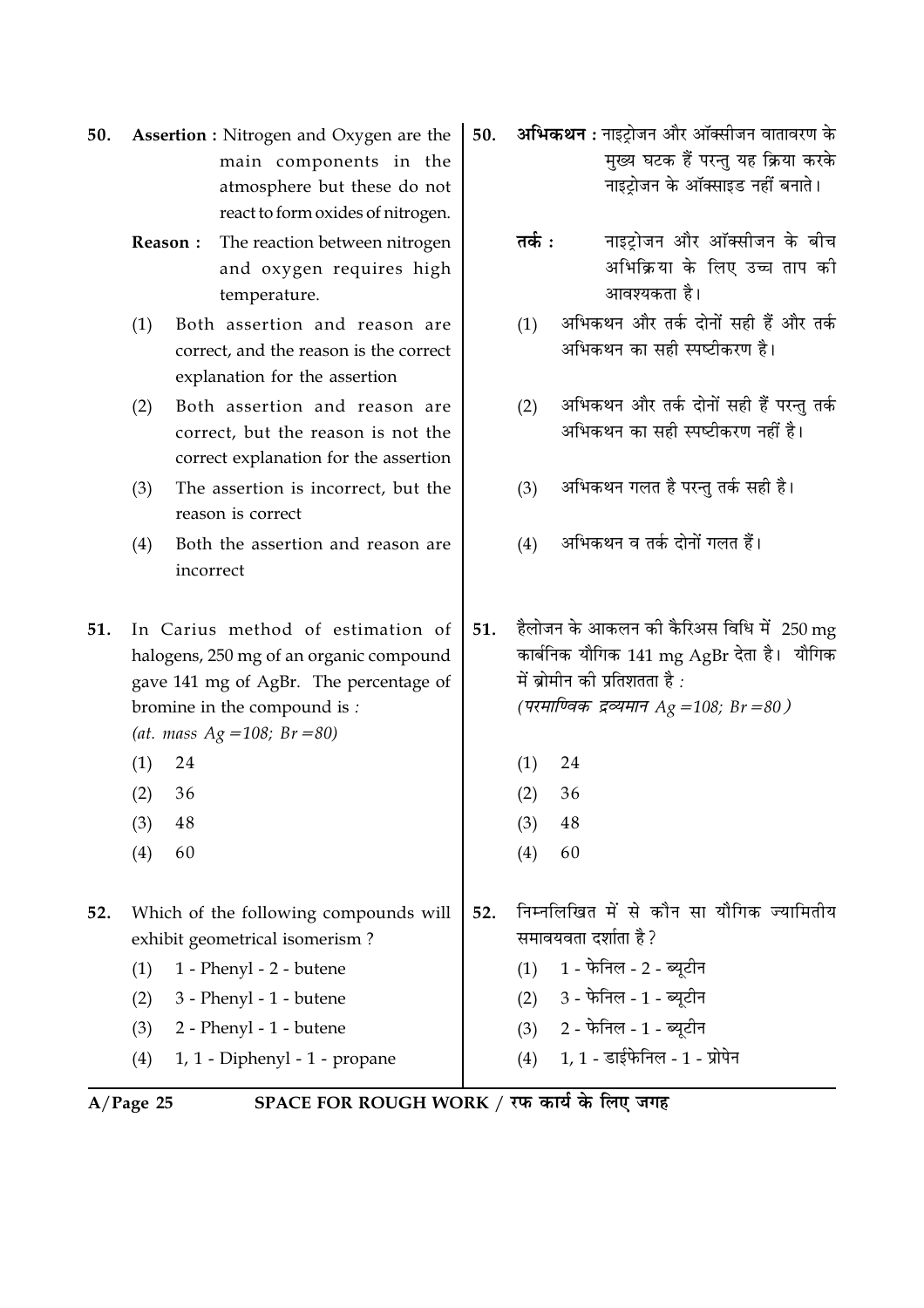50. **Assertion :** Nitrogen and Oxygen are the main components in the atmosphere but these do not react to form oxides of nitrogen.

**Reason :** The reaction between nitrogen and oxygen requires high temperature.

(1) Both assertion and reason are correct, and the reason is the correct explanation for the assertion

(2) Both assertion and reason are correct, but the reason is not the correct explanation for the assertion

(3) The assertion is incorrect, but the reason is correct

(4) Both the assertion and reason are incorrect

50. **अभिकथन :** नाइट्रोजन और ऑक्सीजन वातावरण के मुख्य घटक हैं परन्तु यह क्रिया करके नाइट्रोजन के ऑक्साइड नहीं बनाते।

**तर्क :** नाइट्रोजन और ऑक्सीजन के बीच अभिक्रिया के लिए उच्च ताप की आवश्यकता है।

(1) अभिकथन और तर्क दोनों सही हैं और तर्क अभिकथन का सही स्पष्टीकरण है।

(2) अभिकथन और तर्क दोनों सही हैं परन्तु तर्क अभिकथन का सही स्पष्टीकरण नहीं है।

(3) अभिकथन गलत है परन्तु तर्क सही है।

(4) अभिकथन व तर्क दोनों गलत हैं।

51. In Carius method of estimation of halogens, 250 mg of an organic compound gave 141 mg of AgBr. The percentage of bromine in the compound is :
*(at. mass Ag = 108; Br = 80)*

(1) 24
(2) 36
(3) 48
(4) 60

51. हैलोजन के आकलन की कैरिअस विधि में 250 mg कार्बनिक यौगिक 141 mg AgBr देता है। यौगिक में ब्रोमीन की प्रतिशतता है :
*(परमाण्विक द्रव्यमान Ag = 108; Br = 80)*

(1) 24
(2) 36
(3) 48
(4) 60

52. Which of the following compounds will exhibit geometrical isomerism ?

(1) 1 - Phenyl - 2 - butene
(2) 3 - Phenyl - 1 - butene
(3) 2 - Phenyl - 1 - butene
(4) 1, 1 - Diphenyl - 1 - propane

52. निम्नलिखित में से कौन सा यौगिक ज्यामितीय समावयवता दर्शाता है ?

(1) 1 - फेनिल - 2 - ब्यूटीन
(2) 3 - फेनिल - 1 - ब्यूटीन
(3) 2 - फेनिल - 1 - ब्यूटीन
(4) 1, 1 - डाईफेनिल - 1 - प्रोपेन

SPACE FOR ROUGH WORK / रफ कार्य के लिए जगह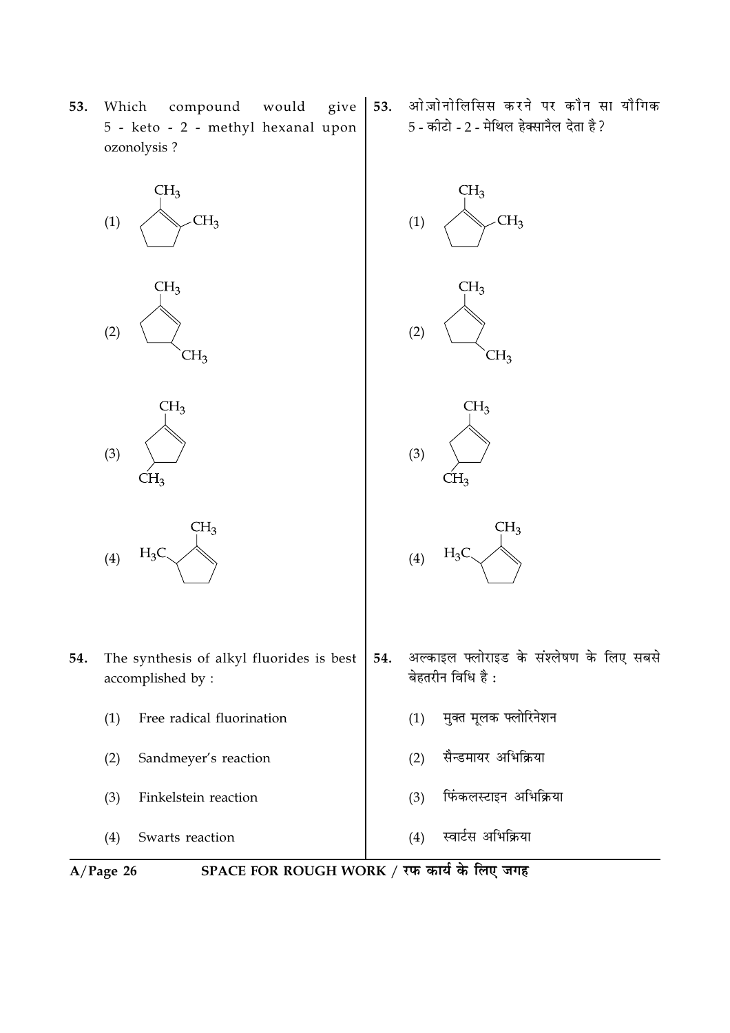53. Which compound would give 5 - keto - 2 - methyl hexanal upon ozonolysis ?

(1) 1,2-dimethylcyclopentene: cyclopentene ring with $CH_3$ on each of the two double-bond carbons

(2) cyclopentene ring with $CH_3$ on a double-bond carbon and $CH_3$ on the ring carbon adjacent to the other double-bond carbon

(3) cyclopentene ring with $CH_3$ on a double-bond carbon and $CH_3$ on the ring carbon two positions away (opposite side)

(4) cyclopentene ring with $CH_3$ on a double-bond carbon and $H_3C$ on the adjacent saturated ring carbon

53. ओज़ोनोलिसिस करने पर कौन सा यौगिक 5 - कीटो - 2 - मेथिल हेक्सानैल देता है ?

(1) 1,2-dimethylcyclopentene: cyclopentene ring with $CH_3$ on each of the two double-bond carbons

(2) cyclopentene ring with $CH_3$ on a double-bond carbon and $CH_3$ on the ring carbon adjacent to the other double-bond carbon

(3) cyclopentene ring with $CH_3$ on a double-bond carbon and $CH_3$ on the ring carbon two positions away (opposite side)

(4) cyclopentene ring with $CH_3$ on a double-bond carbon and $H_3C$ on the adjacent saturated ring carbon

54. The synthesis of alkyl fluorides is best accomplished by :

(1) Free radical fluorination

(2) Sandmeyer's reaction

(3) Finkelstein reaction

(4) Swarts reaction

54. अल्काइल फ्लोराइड के संश्लेषण के लिए सबसे बेहतरीन विधि है :

(1) मुक्त मूलक फ्लोरिनेशन

(2) सैन्डमायर अभिक्रिया

(3) फिंकलस्टाइन अभिक्रिया

(4) स्वार्टस अभिक्रिया

SPACE FOR ROUGH WORK / रफ कार्य के लिए जगह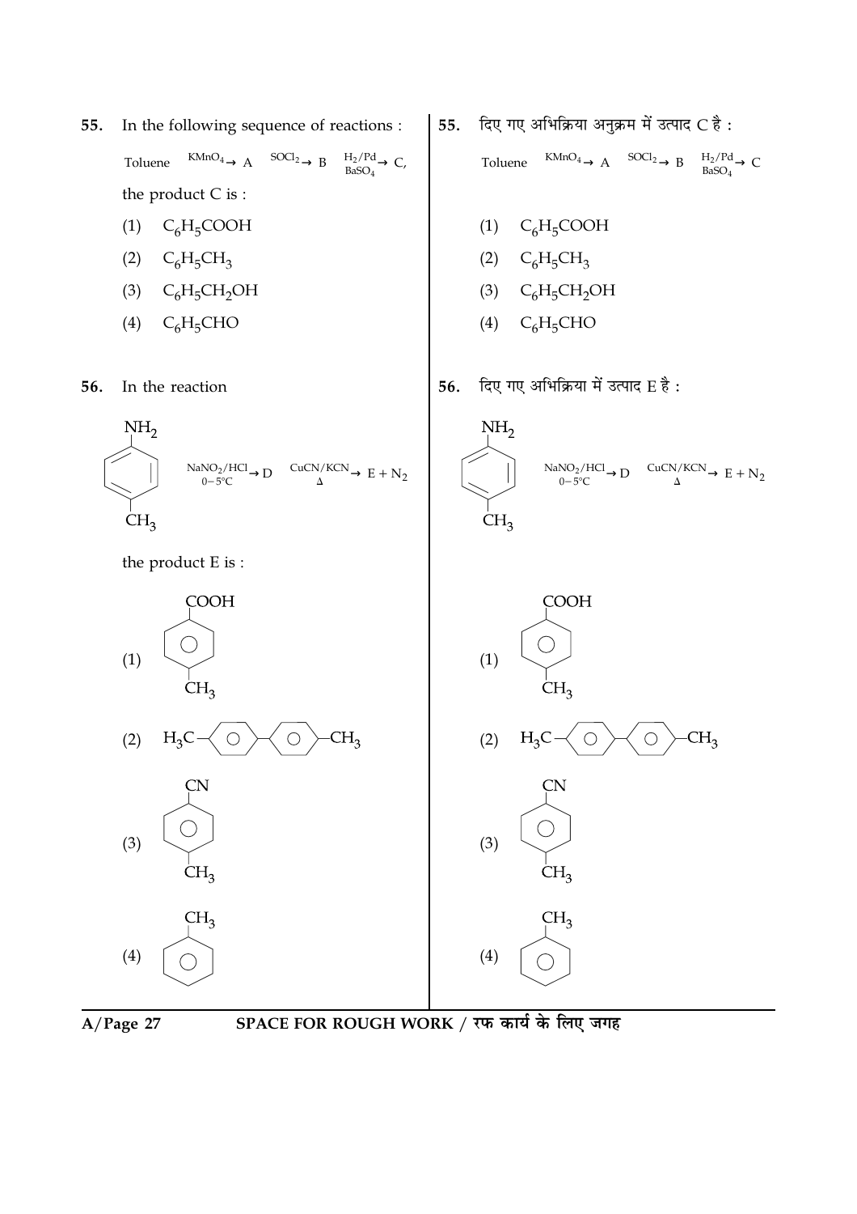55. In the following sequence of reactions :

$$\text{Toluene} \xrightarrow{KMnO_4} A \xrightarrow{SOCl_2} B \xrightarrow[BaSO_4]{H_2/Pd} C,$$

the product C is :

(1) $C_6H_5COOH$

(2) $C_6H_5CH_3$

(3) $C_6H_5CH_2OH$

(4) $C_6H_5CHO$

55. दिए गए अभिक्रिया अनुक्रम में उत्पाद C है :

$$\text{Toluene} \xrightarrow{KMnO_4} A \xrightarrow{SOCl_2} B \xrightarrow[BaSO_4]{H_2/Pd} C$$

(1) $C_6H_5COOH$

(2) $C_6H_5CH_3$

(3) $C_6H_5CH_2OH$

(4) $C_6H_5CHO$

56. In the reaction

$$p\text{-}CH_3C_6H_4NH_2 \xrightarrow[0-5°C]{NaNO_2/HCl} D \xrightarrow[\Delta]{CuCN/KCN} E + N_2$$

the product E is :

(1) $p\text{-}CH_3C_6H_4COOH$

(2) $H_3C-C_6H_4-C_6H_4-CH_3$

(3) $p\text{-}CH_3C_6H_4CN$

(4) $C_6H_5CH_3$

56. दिए गए अभिक्रिया में उत्पाद E है :

$$p\text{-}CH_3C_6H_4NH_2 \xrightarrow[0-5°C]{NaNO_2/HCl} D \xrightarrow[\Delta]{CuCN/KCN} E + N_2$$

(1) $p\text{-}CH_3C_6H_4COOH$

(2) $H_3C-C_6H_4-C_6H_4-CH_3$

(3) $p\text{-}CH_3C_6H_4CN$

(4) $C_6H_5CH_3$

SPACE FOR ROUGH WORK / रफ कार्य के लिए जगह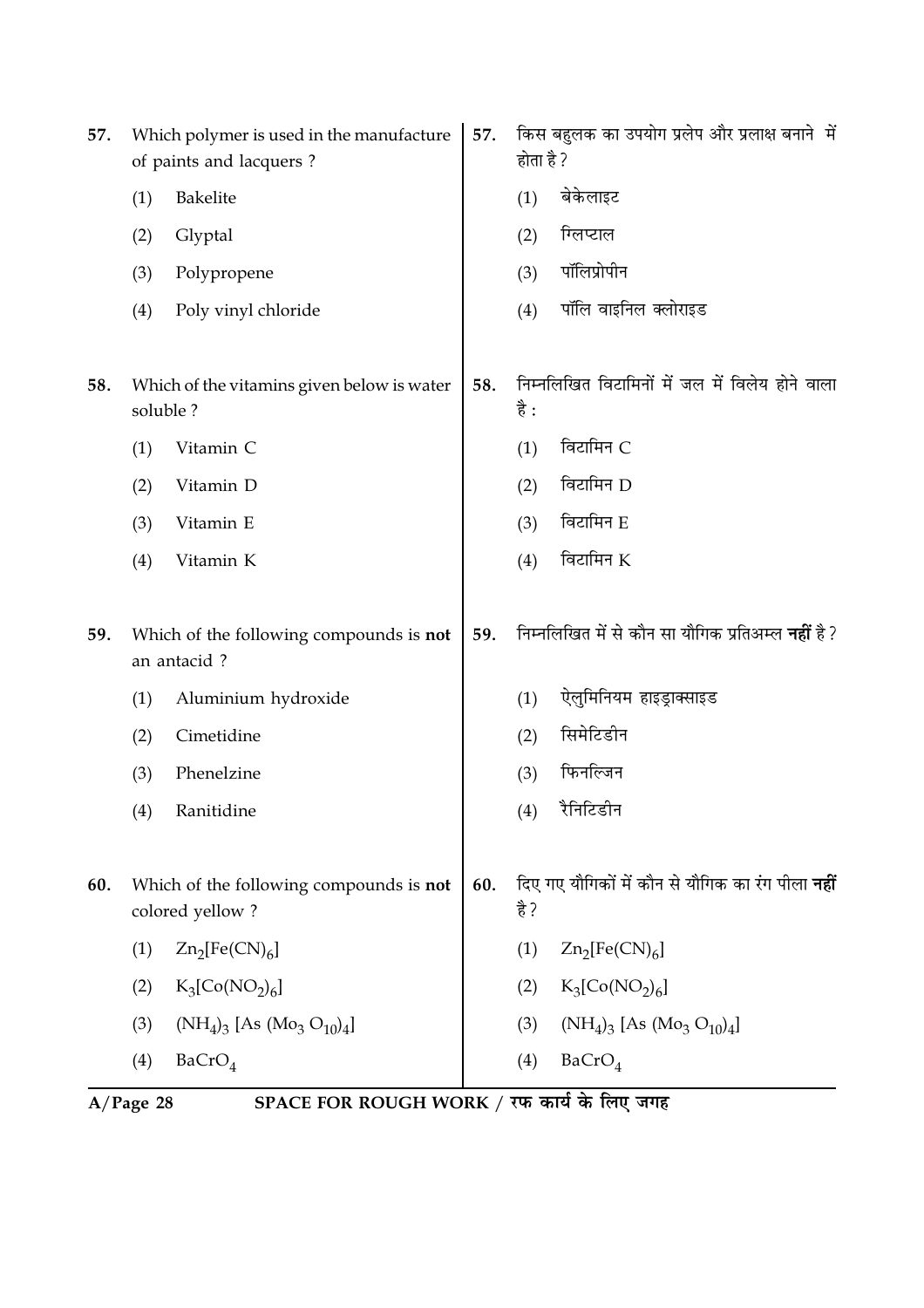57. Which polymer is used in the manufacture of paints and lacquers ?

(1) Bakelite
(2) Glyptal
(3) Polypropene
(4) Poly vinyl chloride

57. किस बहुलक का उपयोग प्रलेप और प्रलाक्ष बनाने में होता है ?

(1) बेकेलाइट
(2) ग्लिप्टाल
(3) पॉलिप्रोपीन
(4) पॉलि वाइनिल क्लोराइड

58. Which of the vitamins given below is water soluble ?

(1) Vitamin C
(2) Vitamin D
(3) Vitamin E
(4) Vitamin K

58. निम्नलिखित विटामिनों में जल में विलेय होने वाला है :

(1) विटामिन C
(2) विटामिन D
(3) विटामिन E
(4) विटामिन K

59. Which of the following compounds is **not** an antacid ?

(1) Aluminium hydroxide
(2) Cimetidine
(3) Phenelzine
(4) Ranitidine

59. निम्नलिखित में से कौन सा यौगिक प्रतिअम्ल **नहीं** है ?

(1) ऐलुमिनियम हाइड्राक्साइड
(2) सिमेटिडीन
(3) फिनल्जिन
(4) रैनिटिडीन

60. Which of the following compounds is **not** colored yellow ?

(1) $Zn_2[Fe(CN)_6]$
(2) $K_3[Co(NO_2)_6]$
(3) $(NH_4)_3 [As (Mo_3 O_{10})_4]$
(4) $BaCrO_4$

60. दिए गए यौगिकों में कौन से यौगिक का रंग पीला **नहीं** है ?

(1) $Zn_2[Fe(CN)_6]$
(2) $K_3[Co(NO_2)_6]$
(3) $(NH_4)_3 [As (Mo_3 O_{10})_4]$
(4) $BaCrO_4$

SPACE FOR ROUGH WORK / रफ कार्य के लिए जगह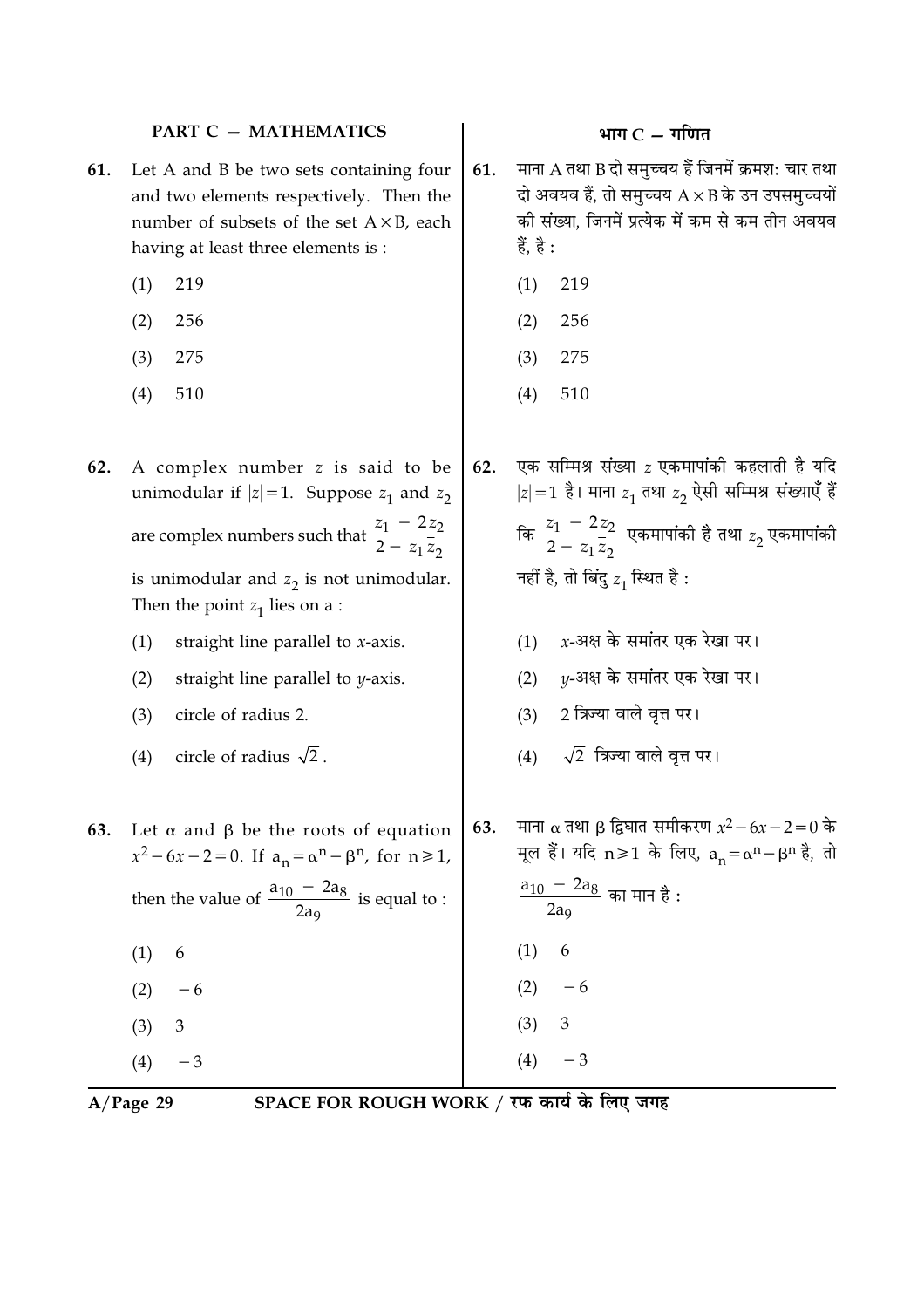## PART C — MATHEMATICS

**61.** Let A and B be two sets containing four and two elements respectively. Then the number of subsets of the set $A \times B$, each having at least three elements is :

(1) 219

(2) 256

(3) 275

(4) 510

**62.** A complex number $z$ is said to be unimodular if $|z| = 1$. Suppose $z_1$ and $z_2$ are complex numbers such that $\frac{z_1 - 2z_2}{2 - z_1 \bar{z}_2}$ is unimodular and $z_2$ is not unimodular. Then the point $z_1$ lies on a :

(1) straight line parallel to $x$-axis.

(2) straight line parallel to $y$-axis.

(3) circle of radius 2.

(4) circle of radius $\sqrt{2}$.

**63.** Let $\alpha$ and $\beta$ be the roots of equation $x^2 - 6x - 2 = 0$. If $a_n = \alpha^n - \beta^n$, for $n \geq 1$, then the value of $\frac{a_{10} - 2a_8}{2a_9}$ is equal to :

(1) 6

(2) $-6$

(3) 3

(4) $-3$

## भाग C — गणित

**61.** माना A तथा B दो समुच्चय हैं जिनमें क्रमश: चार तथा दो अवयव हैं, तो समुच्चय $A \times B$ के उन उपसमुच्चयों की संख्या, जिनमें प्रत्येक में कम से कम तीन अवयव हैं, है :

(1) 219

(2) 256

(3) 275

(4) 510

**62.** एक सम्मिश्र संख्या $z$ एकमापांकी कहलाती है यदि $|z| = 1$ है। माना $z_1$ तथा $z_2$ ऐसी सम्मिश्र संख्याएँ हैं कि $\frac{z_1 - 2z_2}{2 - z_1 \bar{z}_2}$ एकमापांकी है तथा $z_2$ एकमापांकी नहीं है, तो बिंदु $z_1$ स्थित है :

(1) $x$-अक्ष के समांतर एक रेखा पर।

(2) $y$-अक्ष के समांतर एक रेखा पर।

(3) 2 त्रिज्या वाले वृत्त पर।

(4) $\sqrt{2}$ त्रिज्या वाले वृत्त पर।

**63.** माना $\alpha$ तथा $\beta$ द्विघात समीकरण $x^2 - 6x - 2 = 0$ के मूल हैं। यदि $n \geq 1$ के लिए, $a_n = \alpha^n - \beta^n$ है, तो $\frac{a_{10} - 2a_8}{2a_9}$ का मान है :

(1) 6

(2) $-6$

(3) 3

(4) $-3$

SPACE FOR ROUGH WORK / रफ कार्य के लिए जगह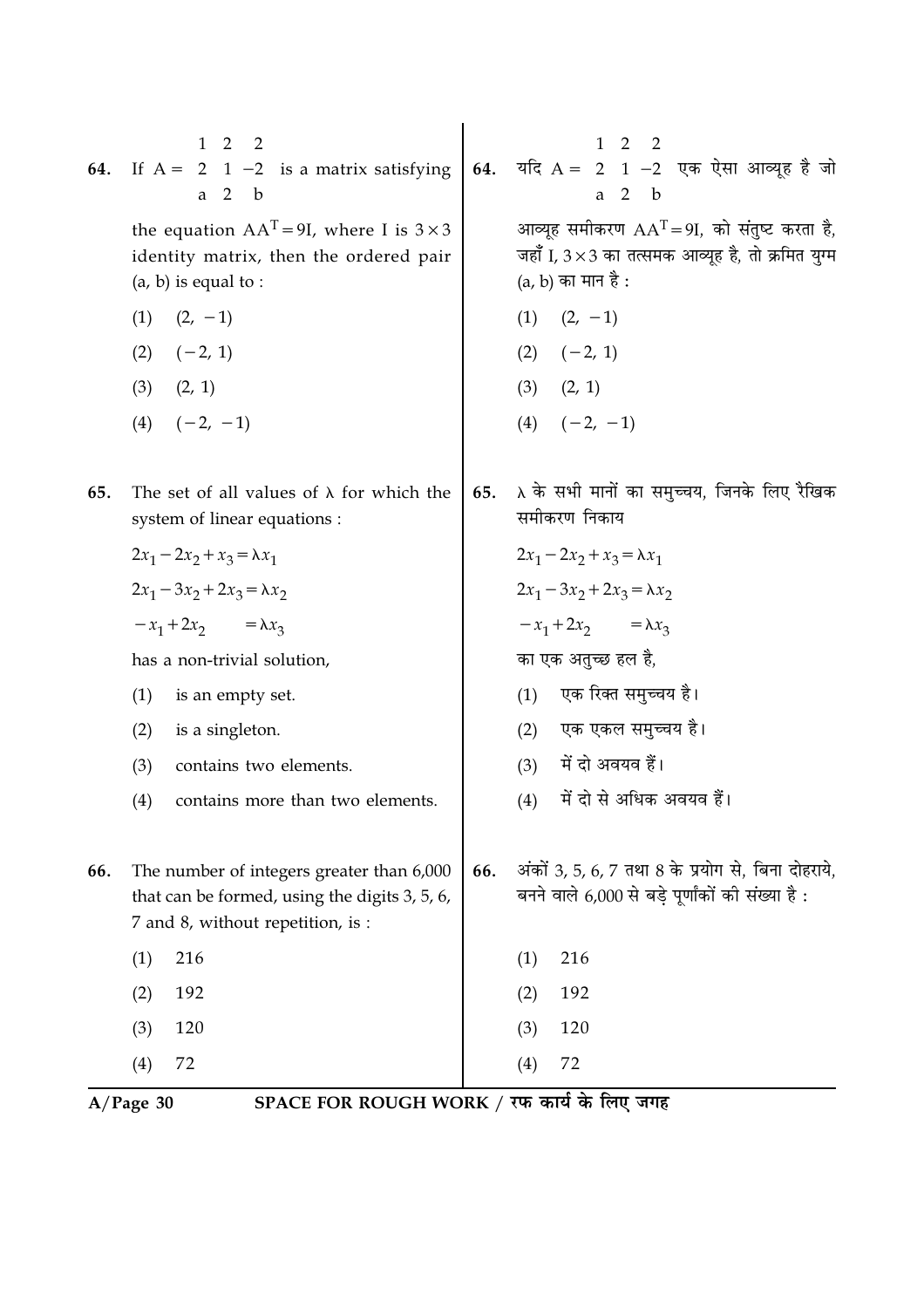64. If $A = \begin{matrix} 1 & 2 & 2 \\ 2 & 1 & -2 \\ a & 2 & b \end{matrix}$ is a matrix satisfying the equation $AA^T = 9I$, where I is $3 \times 3$ identity matrix, then the ordered pair (a, b) is equal to :

(1) $(2, -1)$

(2) $(-2, 1)$

(3) $(2, 1)$

(4) $(-2, -1)$

64. यदि $A = \begin{matrix} 1 & 2 & 2 \\ 2 & 1 & -2 \\ a & 2 & b \end{matrix}$ एक ऐसा आव्यूह है जो आव्यूह समीकरण $AA^T = 9I$, को संतुष्ट करता है, जहाँ I, $3 \times 3$ का तत्समक आव्यूह है, तो क्रमित युग्म (a, b) का मान है :

(1) $(2, -1)$

(2) $(-2, 1)$

(3) $(2, 1)$

(4) $(-2, -1)$

65. The set of all values of $\lambda$ for which the system of linear equations :

$2x_1 - 2x_2 + x_3 = \lambda x_1$

$2x_1 - 3x_2 + 2x_3 = \lambda x_2$

$-x_1 + 2x_2 \quad\quad = \lambda x_3$

has a non-trivial solution,

(1) is an empty set.

(2) is a singleton.

(3) contains two elements.

(4) contains more than two elements.

65. $\lambda$ के सभी मानों का समुच्चय, जिनके लिए रैखिक समीकरण निकाय

$2x_1 - 2x_2 + x_3 = \lambda x_1$

$2x_1 - 3x_2 + 2x_3 = \lambda x_2$

$-x_1 + 2x_2 \quad\quad = \lambda x_3$

का एक अतुच्छ हल है,

(1) एक रिक्त समुच्चय है।

(2) एक एकल समुच्चय है।

(3) में दो अवयव हैं।

(4) में दो से अधिक अवयव हैं।

66. The number of integers greater than 6,000 that can be formed, using the digits 3, 5, 6, 7 and 8, without repetition, is :

(1) 216

(2) 192

(3) 120

(4) 72

66. अंकों 3, 5, 6, 7 तथा 8 के प्रयोग से, बिना दोहराये, बनने वाले 6,000 से बड़े पूर्णांकों की संख्या है :

(1) 216

(2) 192

(3) 120

(4) 72

SPACE FOR ROUGH WORK / रफ कार्य के लिए जगह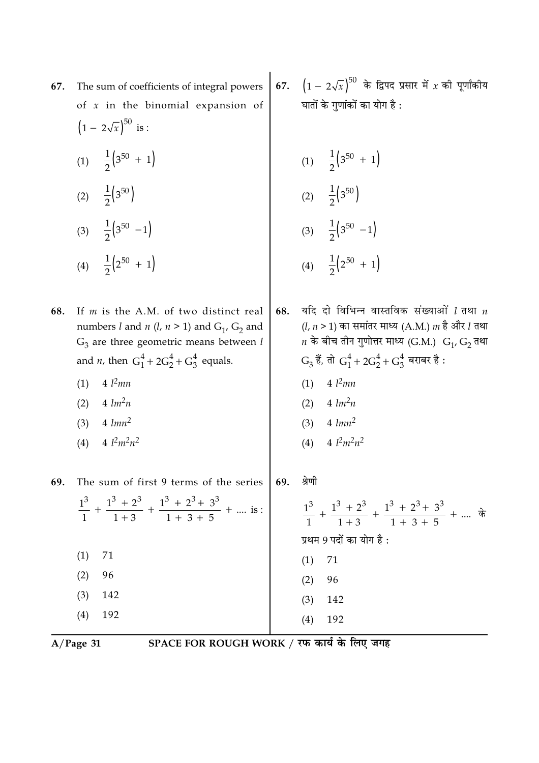67. The sum of coefficients of integral powers of $x$ in the binomial expansion of $\left(1 - 2\sqrt{x}\right)^{50}$ is :

(1) $\frac{1}{2}\left(3^{50} + 1\right)$

(2) $\frac{1}{2}\left(3^{50}\right)$

(3) $\frac{1}{2}\left(3^{50} - 1\right)$

(4) $\frac{1}{2}\left(2^{50} + 1\right)$

67. $\left(1 - 2\sqrt{x}\right)^{50}$ के द्विपद प्रसार में $x$ की पूर्णांकीय घातों के गुणांकों का योग है :

(1) $\frac{1}{2}\left(3^{50} + 1\right)$

(2) $\frac{1}{2}\left(3^{50}\right)$

(3) $\frac{1}{2}\left(3^{50} - 1\right)$

(4) $\frac{1}{2}\left(2^{50} + 1\right)$

68. If $m$ is the A.M. of two distinct real numbers $l$ and $n$ ($l, n > 1$) and $G_1$, $G_2$ and $G_3$ are three geometric means between $l$ and $n$, then $G_1^4 + 2G_2^4 + G_3^4$ equals.

(1) $4\, l^2 mn$

(2) $4\, lm^2 n$

(3) $4\, lmn^2$

(4) $4\, l^2 m^2 n^2$

68. यदि दो विभिन्न वास्तविक संख्याओं $l$ तथा $n$ ($l, n > 1$) का समांतर माध्य (A.M.) $m$ है और $l$ तथा $n$ के बीच तीन गुणोत्तर माध्य (G.M.) $G_1$, $G_2$ तथा $G_3$ हैं, तो $G_1^4 + 2G_2^4 + G_3^4$ बराबर है :

(1) $4\, l^2 mn$

(2) $4\, lm^2 n$

(3) $4\, lmn^2$

(4) $4\, l^2 m^2 n^2$

69. The sum of first 9 terms of the series $\frac{1^3}{1} + \frac{1^3 + 2^3}{1 + 3} + \frac{1^3 + 2^3 + 3^3}{1 + 3 + 5} + ....$ is :

(1) 71

(2) 96

(3) 142

(4) 192

69. श्रेणी

$\frac{1^3}{1} + \frac{1^3 + 2^3}{1 + 3} + \frac{1^3 + 2^3 + 3^3}{1 + 3 + 5} + ....$ के प्रथम 9 पदों का योग है :

(1) 71

(2) 96

(3) 142

(4) 192

SPACE FOR ROUGH WORK / रफ कार्य के लिए जगह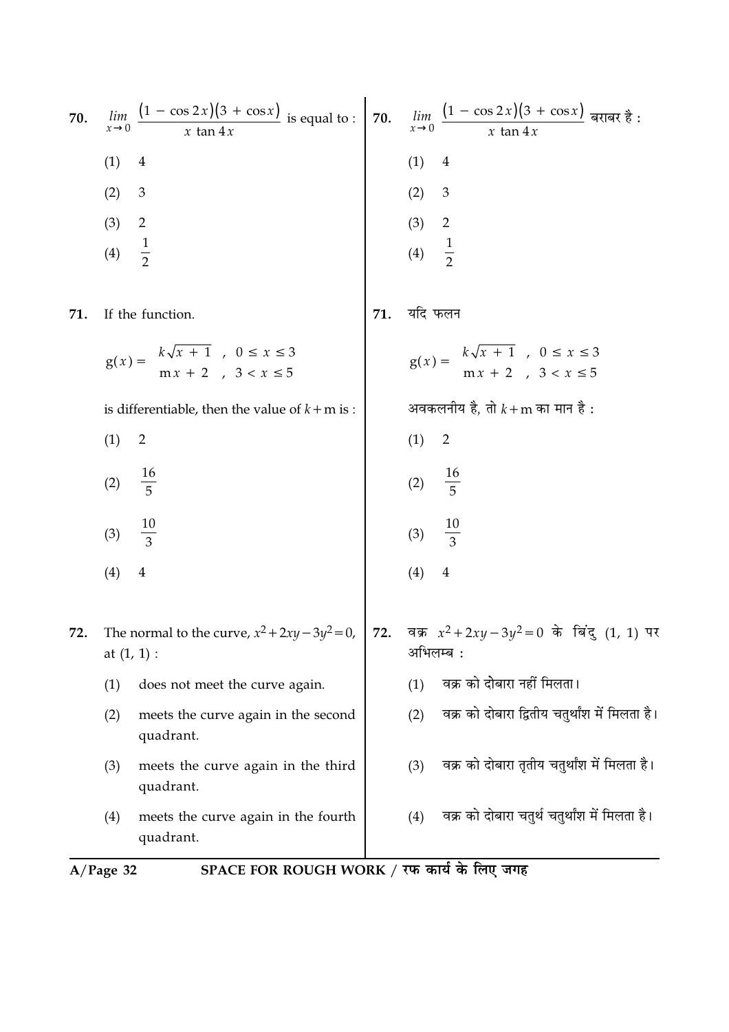**70.** $\lim_{x \to 0} \frac{(1 - \cos 2x)(3 + \cos x)}{x \tan 4x}$ is equal to :

(1) 4

(2) 3

(3) 2

(4) $\frac{1}{2}$

**70.** $\lim_{x \to 0} \frac{(1 - \cos 2x)(3 + \cos x)}{x \tan 4x}$ बराबर है :

(1) 4

(2) 3

(3) 2

(4) $\frac{1}{2}$

**71.** If the function.

$$g(x) = \begin{matrix} k\sqrt{x+1} & , & 0 \le x \le 3 \\ mx + 2 & , & 3 < x \le 5 \end{matrix}$$

is differentiable, then the value of $k + m$ is :

(1) 2

(2) $\frac{16}{5}$

(3) $\frac{10}{3}$

(4) 4

**71.** यदि फलन

$$g(x) = \begin{matrix} k\sqrt{x+1} & , & 0 \le x \le 3 \\ mx + 2 & , & 3 < x \le 5 \end{matrix}$$

अवकलनीय है, तो $k + m$ का मान है :

(1) 2

(2) $\frac{16}{5}$

(3) $\frac{10}{3}$

(4) 4

**72.** The normal to the curve, $x^2 + 2xy - 3y^2 = 0$, at $(1, 1)$ :

(1) does not meet the curve again.

(2) meets the curve again in the second quadrant.

(3) meets the curve again in the third quadrant.

(4) meets the curve again in the fourth quadrant.

**72.** वक्र $x^2 + 2xy - 3y^2 = 0$ के बिंदु $(1, 1)$ पर अभिलम्ब :

(1) वक्र को दोबारा नहीं मिलता।

(2) वक्र को दोबारा द्वितीय चतुर्थांश में मिलता है।

(3) वक्र को दोबारा तृतीय चतुर्थांश में मिलता है।

(4) वक्र को दोबारा चतुर्थ चतुर्थांश में मिलता है।

SPACE FOR ROUGH WORK / रफ कार्य के लिए जगह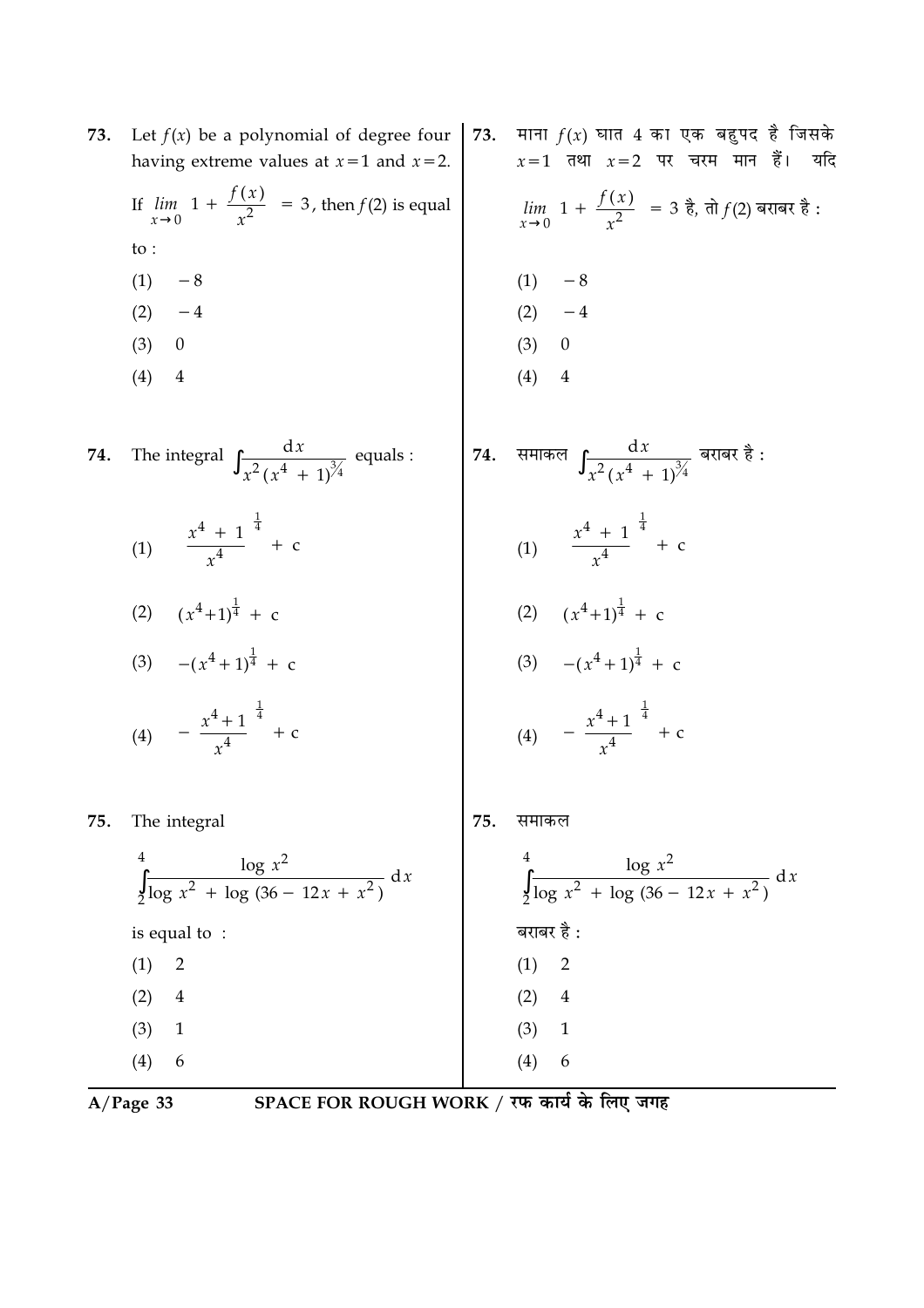73. Let $f(x)$ be a polynomial of degree four having extreme values at $x=1$ and $x=2$.

If $\lim_{x \to 0} \left[ 1 + \frac{f(x)}{x^2} \right] = 3$, then $f(2)$ is equal to :

(1) $-8$

(2) $-4$

(3) $0$

(4) $4$

73. माना $f(x)$ घात 4 का एक बहुपद है जिसके $x=1$ तथा $x=2$ पर चरम मान हैं। यदि

$\lim_{x \to 0} \left[ 1 + \frac{f(x)}{x^2} \right] = 3$ है, तो $f(2)$ बराबर है :

(1) $-8$

(2) $-4$

(3) $0$

(4) $4$

74. The integral $\int \frac{dx}{x^2 (x^4 + 1)^{3/4}}$ equals :

(1) $\left( \frac{x^4 + 1}{x^4} \right)^{\frac{1}{4}} + c$

(2) $(x^4+1)^{\frac{1}{4}} + c$

(3) $-(x^4+1)^{\frac{1}{4}} + c$

(4) $-\left( \frac{x^4+1}{x^4} \right)^{\frac{1}{4}} + c$

74. समाकल $\int \frac{dx}{x^2 (x^4 + 1)^{3/4}}$ बराबर है :

(1) $\left( \frac{x^4 + 1}{x^4} \right)^{\frac{1}{4}} + c$

(2) $(x^4+1)^{\frac{1}{4}} + c$

(3) $-(x^4+1)^{\frac{1}{4}} + c$

(4) $-\left( \frac{x^4+1}{x^4} \right)^{\frac{1}{4}} + c$

75. The integral

$$\int_2^4 \frac{\log x^2}{\log x^2 + \log (36 - 12x + x^2)} \, dx$$

is equal to :

(1) 2

(2) 4

(3) 1

(4) 6

75. समाकल

$$\int_2^4 \frac{\log x^2}{\log x^2 + \log (36 - 12x + x^2)} \, dx$$

बराबर है :

(1) 2

(2) 4

(3) 1

(4) 6

SPACE FOR ROUGH WORK / रफ कार्य के लिए जगह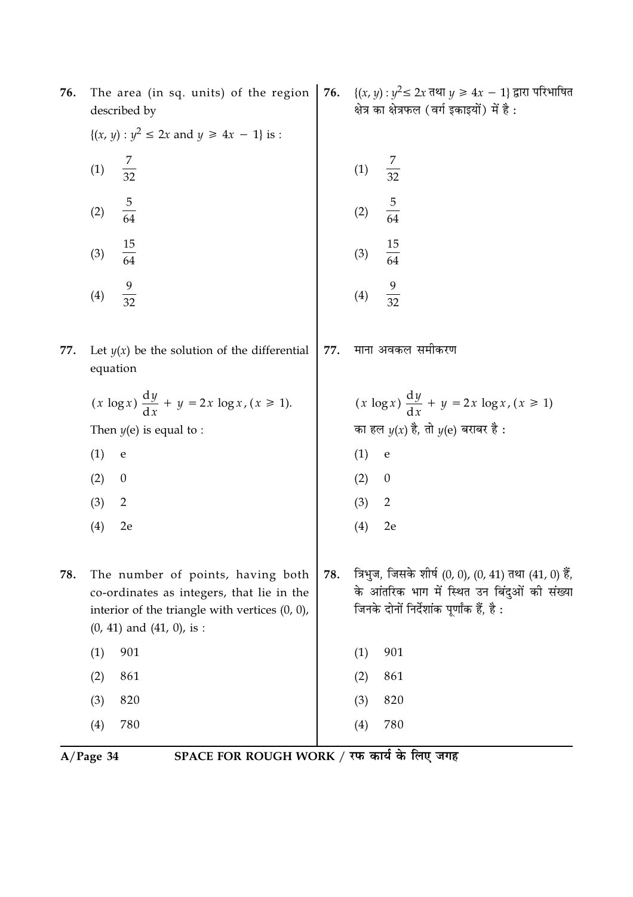**76.** The area (in sq. units) of the region described by

$\{(x, y) : y^2 \leq 2x$ and $y \geq 4x - 1\}$ is :

(1) $\frac{7}{32}$

(2) $\frac{5}{64}$

(3) $\frac{15}{64}$

(4) $\frac{9}{32}$

**76.** $\{(x, y) : y^2 \leq 2x$ तथा $y \geq 4x - 1\}$ द्वारा परिभाषित क्षेत्र का क्षेत्रफल (वर्ग इकाइयों) में है :

(1) $\frac{7}{32}$

(2) $\frac{5}{64}$

(3) $\frac{15}{64}$

(4) $\frac{9}{32}$

**77.** Let $y(x)$ be the solution of the differential equation

$$(x \log x) \frac{dy}{dx} + y = 2x \log x, (x \geq 1).$$

Then $y(e)$ is equal to :

(1) e

(2) 0

(3) 2

(4) 2e

**77.** माना अवकल समीकरण

$$(x \log x) \frac{dy}{dx} + y = 2x \log x, (x \geq 1)$$

का हल $y(x)$ है, तो $y(e)$ बराबर है :

(1) e

(2) 0

(3) 2

(4) 2e

**78.** The number of points, having both co-ordinates as integers, that lie in the interior of the triangle with vertices (0, 0), (0, 41) and (41, 0), is :

(1) 901

(2) 861

(3) 820

(4) 780

**78.** त्रिभुज, जिसके शीर्ष (0, 0), (0, 41) तथा (41, 0) हैं, के आंतरिक भाग में स्थित उन बिंदुओं की संख्या जिनके दोनों निर्देशांक पूर्णांक हैं, है :

(1) 901

(2) 861

(3) 820

(4) 780

SPACE FOR ROUGH WORK / रफ कार्य के लिए जगह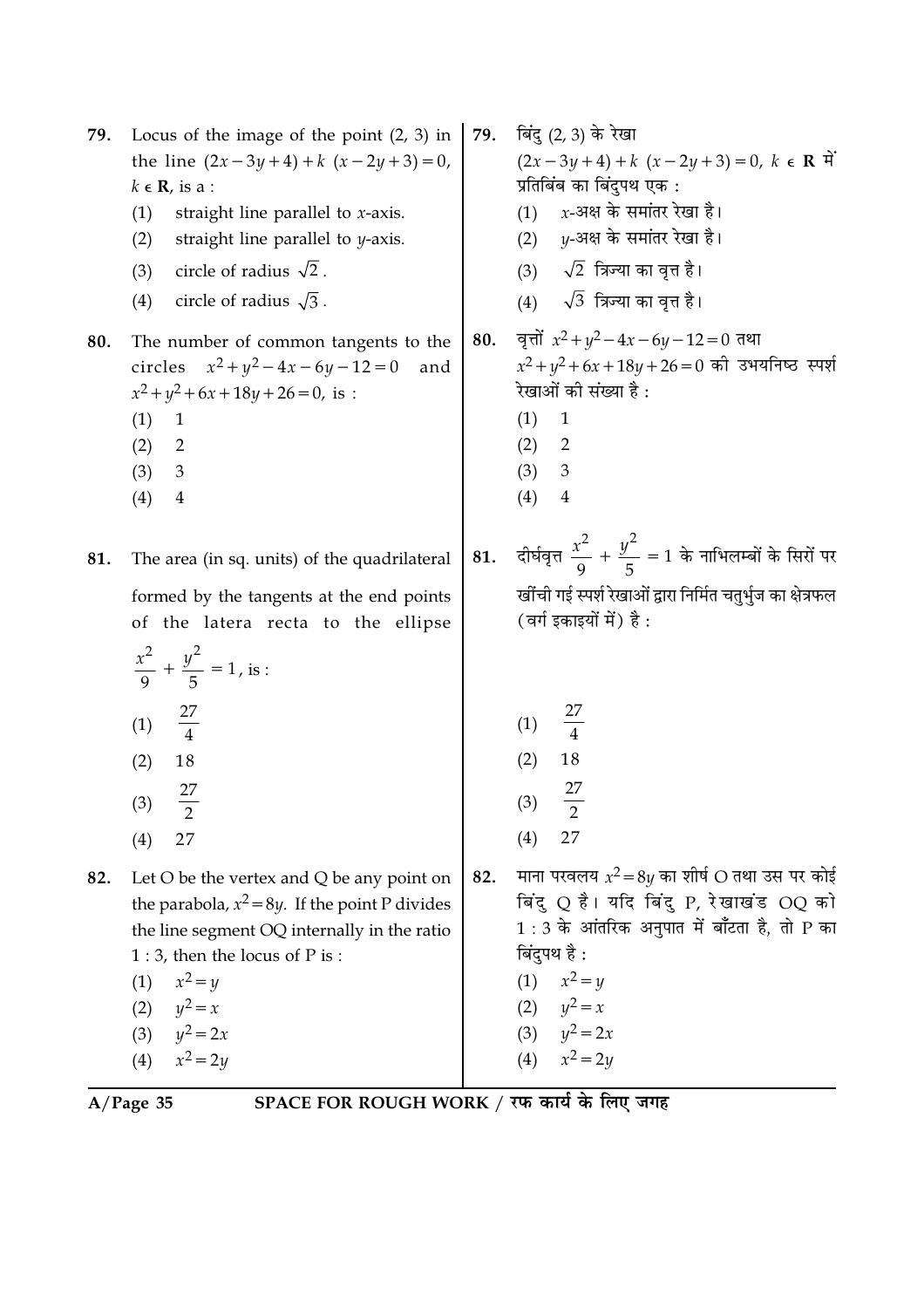79. Locus of the image of the point (2, 3) in the line $(2x - 3y + 4) + k\ (x - 2y + 3) = 0$, $k \in \mathbf{R}$, is a :

(1) straight line parallel to $x$-axis.
(2) straight line parallel to $y$-axis.
(3) circle of radius $\sqrt{2}$.
(4) circle of radius $\sqrt{3}$.

79. बिंदु (2, 3) के रेखा $(2x - 3y + 4) + k\ (x - 2y + 3) = 0$, $k \in \mathbf{R}$ में प्रतिबिंब का बिंदुपथ एक :

(1) $x$-अक्ष के समांतर रेखा है।
(2) $y$-अक्ष के समांतर रेखा है।
(3) $\sqrt{2}$ त्रिज्या का वृत्त है।
(4) $\sqrt{3}$ त्रिज्या का वृत्त है।

80. The number of common tangents to the circles $x^2 + y^2 - 4x - 6y - 12 = 0$ and $x^2 + y^2 + 6x + 18y + 26 = 0$, is :

(1) 1
(2) 2
(3) 3
(4) 4

80. वृत्तों $x^2 + y^2 - 4x - 6y - 12 = 0$ तथा $x^2 + y^2 + 6x + 18y + 26 = 0$ की उभयनिष्ठ स्पर्श रेखाओं की संख्या है :

(1) 1
(2) 2
(3) 3
(4) 4

81. The area (in sq. units) of the quadrilateral formed by the tangents at the end points of the latera recta to the ellipse $\dfrac{x^2}{9} + \dfrac{y^2}{5} = 1$, is :

(1) $\dfrac{27}{4}$
(2) 18
(3) $\dfrac{27}{2}$
(4) 27

81. दीर्घवृत्त $\dfrac{x^2}{9} + \dfrac{y^2}{5} = 1$ के नाभिलम्बों के सिरों पर खींची गई स्पर्श रेखाओं द्वारा निर्मित चतुर्भुज का क्षेत्रफल (वर्ग इकाइयों में) है :

(1) $\dfrac{27}{4}$
(2) 18
(3) $\dfrac{27}{2}$
(4) 27

82. Let O be the vertex and Q be any point on the parabola, $x^2 = 8y$. If the point P divides the line segment OQ internally in the ratio 1 : 3, then the locus of P is :

(1) $x^2 = y$
(2) $y^2 = x$
(3) $y^2 = 2x$
(4) $x^2 = 2y$

82. माना परवलय $x^2 = 8y$ का शीर्ष O तथा उस पर कोई बिंदु Q है। यदि बिंदु P, रेखाखंड OQ को 1 : 3 के आंतरिक अनुपात में बाँटता है, तो P का बिंदुपथ है :

(1) $x^2 = y$
(2) $y^2 = x$
(3) $y^2 = 2x$
(4) $x^2 = 2y$

SPACE FOR ROUGH WORK / रफ कार्य के लिए जगह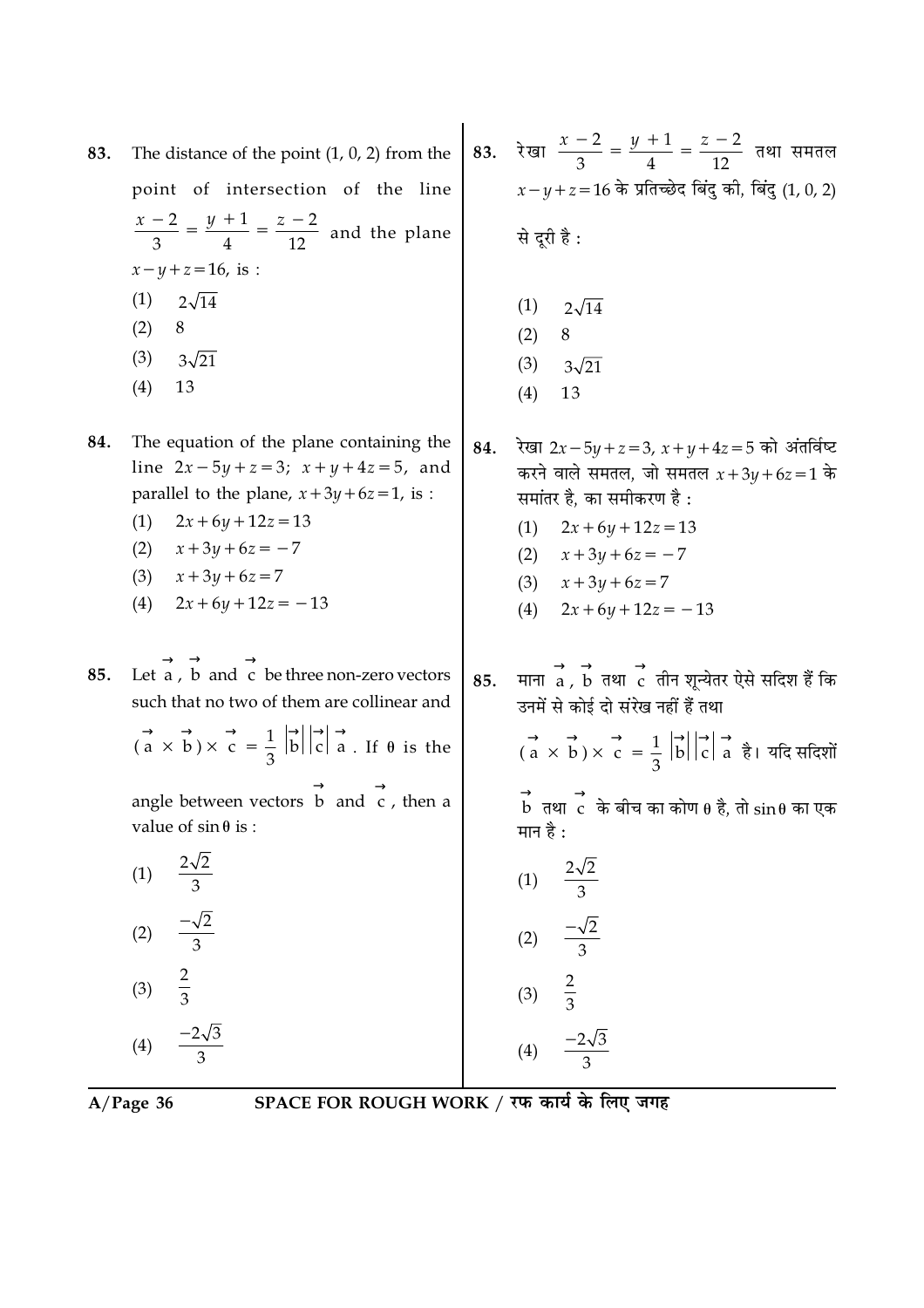83. The distance of the point (1, 0, 2) from the point of intersection of the line $\frac{x-2}{3} = \frac{y+1}{4} = \frac{z-2}{12}$ and the plane $x - y + z = 16$, is :

(1) $2\sqrt{14}$

(2) 8

(3) $3\sqrt{21}$

(4) 13

84. The equation of the plane containing the line $2x - 5y + z = 3$; $x + y + 4z = 5$, and parallel to the plane, $x + 3y + 6z = 1$, is :

(1) $2x + 6y + 12z = 13$

(2) $x + 3y + 6z = -7$

(3) $x + 3y + 6z = 7$

(4) $2x + 6y + 12z = -13$

85. Let $\vec{a}$, $\vec{b}$ and $\vec{c}$ be three non-zero vectors such that no two of them are collinear and $(\vec{a} \times \vec{b}) \times \vec{c} = \frac{1}{3}|\vec{b}||\vec{c}|\vec{a}$. If $\theta$ is the angle between vectors $\vec{b}$ and $\vec{c}$, then a value of $\sin\theta$ is :

(1) $\frac{2\sqrt{2}}{3}$

(2) $\frac{-\sqrt{2}}{3}$

(3) $\frac{2}{3}$

(4) $\frac{-2\sqrt{3}}{3}$

83. रेखा $\frac{x-2}{3} = \frac{y+1}{4} = \frac{z-2}{12}$ तथा समतल $x - y + z = 16$ के प्रतिच्छेद बिंदु की, बिंदु (1, 0, 2) से दूरी है :

(1) $2\sqrt{14}$

(2) 8

(3) $3\sqrt{21}$

(4) 13

84. रेखा $2x - 5y + z = 3$, $x + y + 4z = 5$ को अंतर्विष्ट करने वाले समतल, जो समतल $x + 3y + 6z = 1$ के समांतर है, का समीकरण है :

(1) $2x + 6y + 12z = 13$

(2) $x + 3y + 6z = -7$

(3) $x + 3y + 6z = 7$

(4) $2x + 6y + 12z = -13$

85. माना $\vec{a}$, $\vec{b}$ तथा $\vec{c}$ तीन शून्येतर ऐसे सदिश हैं कि उनमें से कोई दो संरेख नहीं हैं तथा $(\vec{a} \times \vec{b}) \times \vec{c} = \frac{1}{3}|\vec{b}||\vec{c}|\vec{a}$ है। यदि सदिशों $\vec{b}$ तथा $\vec{c}$ के बीच का कोण $\theta$ है, तो $\sin\theta$ का एक मान है :

(1) $\frac{2\sqrt{2}}{3}$

(2) $\frac{-\sqrt{2}}{3}$

(3) $\frac{2}{3}$

(4) $\frac{-2\sqrt{3}}{3}$

SPACE FOR ROUGH WORK / रफ कार्य के लिए जगह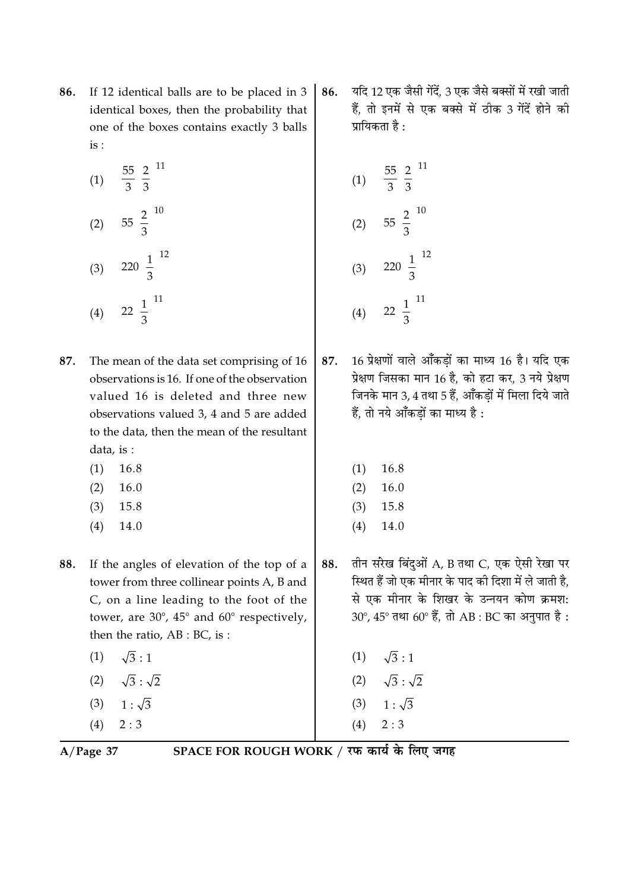86. If 12 identical balls are to be placed in 3 identical boxes, then the probability that one of the boxes contains exactly 3 balls is :

(1) $\frac{55}{3} \frac{2}{3}^{11}$

(2) $55 \frac{2}{3}^{10}$

(3) $220 \frac{1}{3}^{12}$

(4) $22 \frac{1}{3}^{11}$

86. यदि 12 एक जैसी गेंदें, 3 एक जैसे बक्सों में रखी जाती हैं, तो इनमें से एक बक्से में ठीक 3 गेंदें होने की प्रायिकता है :

(1) $\frac{55}{3} \frac{2}{3}^{11}$

(2) $55 \frac{2}{3}^{10}$

(3) $220 \frac{1}{3}^{12}$

(4) $22 \frac{1}{3}^{11}$

87. The mean of the data set comprising of 16 observations is 16. If one of the observation valued 16 is deleted and three new observations valued 3, 4 and 5 are added to the data, then the mean of the resultant data, is :

(1) 16.8
(2) 16.0
(3) 15.8
(4) 14.0

87. 16 प्रेक्षणों वाले आँकड़ों का माध्य 16 है। यदि एक प्रेक्षण जिसका मान 16 है, को हटा कर, 3 नये प्रेक्षण जिनके मान 3, 4 तथा 5 हैं, आँकड़ों में मिला दिये जाते हैं, तो नये आँकड़ों का माध्य है :

(1) 16.8
(2) 16.0
(3) 15.8
(4) 14.0

88. If the angles of elevation of the top of a tower from three collinear points A, B and C, on a line leading to the foot of the tower, are 30°, 45° and 60° respectively, then the ratio, AB : BC, is :

(1) $\sqrt{3} : 1$
(2) $\sqrt{3} : \sqrt{2}$
(3) $1 : \sqrt{3}$
(4) $2 : 3$

88. तीन संरेख बिंदुओं A, B तथा C, एक ऐसी रेखा पर स्थित हैं जो एक मीनार के पाद की दिशा में ले जाती है, से एक मीनार के शिखर के उन्नयन कोण क्रमशः 30°, 45° तथा 60° हैं, तो AB : BC का अनुपात है :

(1) $\sqrt{3} : 1$
(2) $\sqrt{3} : \sqrt{2}$
(3) $1 : \sqrt{3}$
(4) $2 : 3$

SPACE FOR ROUGH WORK / रफ कार्य के लिए जगह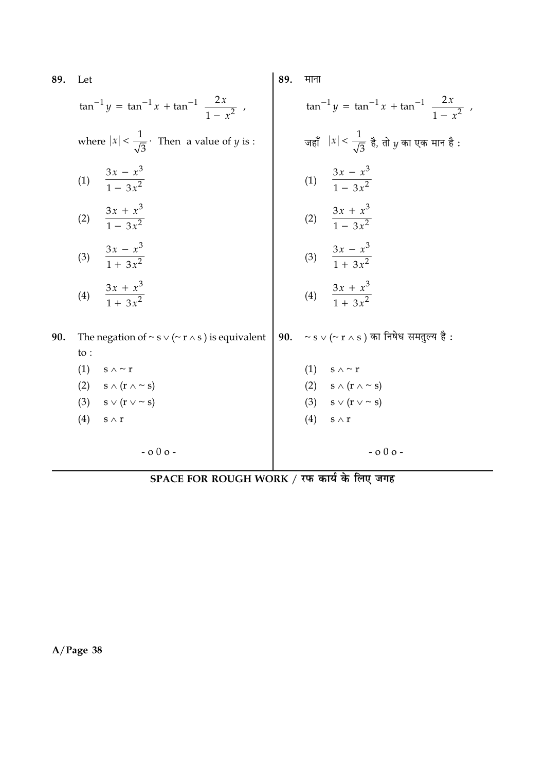**89.** Let

$$\tan^{-1} y = \tan^{-1} x + \tan^{-1} \frac{2x}{1 - x^2},$$

where $|x| < \frac{1}{\sqrt{3}}$. Then a value of $y$ is :

(1) $\frac{3x - x^3}{1 - 3x^2}$

(2) $\frac{3x + x^3}{1 - 3x^2}$

(3) $\frac{3x - x^3}{1 + 3x^2}$

(4) $\frac{3x + x^3}{1 + 3x^2}$

**90.** The negation of $\sim s \vee (\sim r \wedge s)$ is equivalent to :

(1) $s \wedge \sim r$

(2) $s \wedge (r \wedge \sim s)$

(3) $s \vee (r \vee \sim s)$

(4) $s \wedge r$

- o 0 o -

**89.** माना

$$\tan^{-1} y = \tan^{-1} x + \tan^{-1} \frac{2x}{1 - x^2},$$

जहाँ $|x| < \frac{1}{\sqrt{3}}$ है, तो $y$ का एक मान है :

(1) $\frac{3x - x^3}{1 - 3x^2}$

(2) $\frac{3x + x^3}{1 - 3x^2}$

(3) $\frac{3x - x^3}{1 + 3x^2}$

(4) $\frac{3x + x^3}{1 + 3x^2}$

**90.** $\sim s \vee (\sim r \wedge s)$ का निषेध समतुल्य है :

(1) $s \wedge \sim r$

(2) $s \wedge (r \wedge \sim s)$

(3) $s \vee (r \vee \sim s)$

(4) $s \wedge r$

- o 0 o -

**SPACE FOR ROUGH WORK / रफ कार्य के लिए जगह**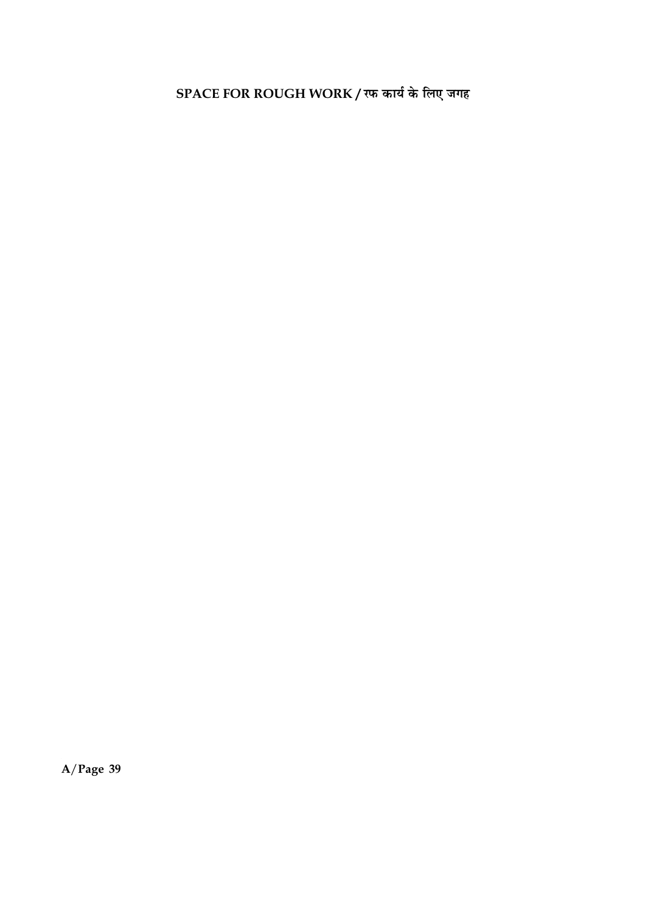# SPACE FOR ROUGH WORK / रफ कार्य के लिए जगह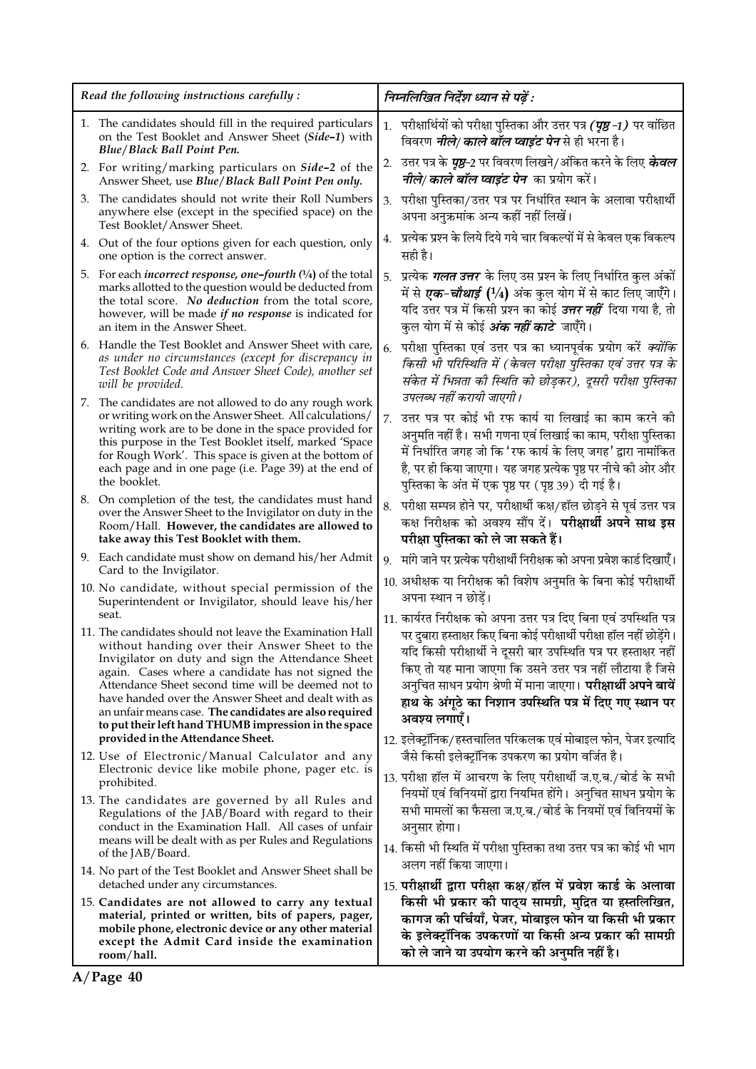| *Read the following instructions carefully :* | *निम्नलिखित निर्देश ध्यान से पढ़ें :* |
|---|---|
| 1. The candidates should fill in the required particulars on the Test Booklet and Answer Sheet (*Side–1*) with **Blue/Black Ball Point Pen.** | 1. परीक्षार्थियों को परीक्षा पुस्तिका और उत्तर पत्र ***(पृष्ठ -1)*** पर वांछित विवरण ***नीले/ काले बॉल प्वाइंट पेन*** से ही भरना है। |
| 2. For writing/marking particulars on ***Side–2*** of the Answer Sheet, use ***Blue/Black Ball Point Pen only.*** | 2. उत्तर पत्र के ***पृष्ठ-2*** पर विवरण लिखने/अंकित करने के लिए ***केवल नीले/ काले बॉल प्वाइंट पेन*** का प्रयोग करें। |
| 3. The candidates should not write their Roll Numbers anywhere else (except in the specified space) on the Test Booklet/Answer Sheet. | 3. परीक्षा पुस्तिका/उत्तर पत्र पर निर्धारित स्थान के अलावा परीक्षार्थी अपना अनुक्रमांक अन्य कहीं नहीं लिखें। |
| 4. Out of the four options given for each question, only one option is the correct answer. | 4. प्रत्येक प्रश्न के लिये दिये गये चार विकल्पों में से केवल एक विकल्प सही है। |
| 5. For each *incorrect response, one–fourth* **(¼)** of the total marks allotted to the question would be deducted from the total score. ***No deduction*** from the total score, however, will be made ***if no response*** is indicated for an item in the Answer Sheet. | 5. प्रत्येक ***गलत उत्तर*** के लिए उस प्रश्न के लिए निर्धारित कुल अंकों में से ***एक-चौथाई (¼)*** अंक कुल योग में से काट लिए जाएँगे। यदि उत्तर पत्र में किसी प्रश्न का कोई ***उत्तर नहीं*** दिया गया है, तो कुल योग में से कोई ***अंक नहीं काटे*** जाएँगे। |
| 6. Handle the Test Booklet and Answer Sheet with care, *as under no circumstances (except for discrepancy in Test Booklet Code and Answer Sheet Code), another set will be provided.* | 6. परीक्षा पुस्तिका एवं उत्तर पत्र का ध्यानपूर्वक प्रयोग करें *क्योंकि किसी भी परिस्थिति में (केवल परीक्षा पुस्तिका एवं उत्तर पत्र के संकेत में भिन्नता की स्थिति को छोड़कर), दूसरी परीक्षा पुस्तिका उपलब्ध नहीं करायी जाएगी।* |
| 7. The candidates are not allowed to do any rough work or writing work on the Answer Sheet. All calculations/writing work are to be done in the space provided for this purpose in the Test Booklet itself, marked 'Space for Rough Work'. This space is given at the bottom of each page and in one page (i.e. Page 39) at the end of the booklet. | 7. उत्तर पत्र पर कोई भी रफ कार्य या लिखाई का काम करने की अनुमति नहीं है। सभी गणना एवं लिखाई का काम, परीक्षा पुस्तिका में निर्धारित जगह जो कि 'रफ कार्य के लिए जगह' द्वारा नामांकित है, पर ही किया जाएगा। यह जगह प्रत्येक पृष्ठ पर नीचे की ओर और पुस्तिका के अंत में एक पृष्ठ पर (पृष्ठ 39) दी गई है। |
| 8. On completion of the test, the candidates must hand over the Answer Sheet to the Invigilator on duty in the Room/Hall. **However, the candidates are allowed to take away this Test Booklet with them.** | 8. परीक्षा सम्पन्न होने पर, परीक्षार्थी कक्ष/हॉल छोड़ने से पूर्व उत्तर पत्र कक्ष निरीक्षक को अवश्य सौंप दें। **परीक्षार्थी अपने साथ इस परीक्षा पुस्तिका को ले जा सकते हैं।** |
| 9. Each candidate must show on demand his/her Admit Card to the Invigilator. | 9. मांगे जाने पर प्रत्येक परीक्षार्थी निरीक्षक को अपना प्रवेश कार्ड दिखाएँ। |
| 10. No candidate, without special permission of the Superintendent or Invigilator, should leave his/her seat. | 10. अधीक्षक या निरीक्षक की विशेष अनुमति के बिना कोई परीक्षार्थी अपना स्थान न छोड़ें। |
| 11. The candidates should not leave the Examination Hall without handing over their Answer Sheet to the Invigilator on duty and sign the Attendance Sheet again. Cases where a candidate has not signed the Attendance Sheet second time will be deemed not to have handed over the Answer Sheet and dealt with as an unfair means case. **The candidates are also required to put their left hand THUMB impression in the space provided in the Attendance Sheet.** | 11. कार्यरत निरीक्षक को अपना उत्तर पत्र दिए बिना एवं उपस्थिति पत्र पर दुबारा हस्ताक्षर किए बिना कोई परीक्षार्थी परीक्षा हॉल नहीं छोड़ेंगे। यदि किसी परीक्षार्थी ने दूसरी बार उपस्थिति पत्र पर हस्ताक्षर नहीं किए तो यह माना जाएगा कि उसने उत्तर पत्र नहीं लौटाया है जिसे अनुचित साधन प्रयोग श्रेणी में माना जाएगा। **परीक्षार्थी अपने बायें हाथ के अंगूठे का निशान उपस्थिति पत्र में दिए गए स्थान पर अवश्य लगाएँ।** |
| 12. Use of Electronic/Manual Calculator and any Electronic device like mobile phone, pager etc. is prohibited. | 12. इलेक्ट्रॉनिक/हस्तचालित परिकलक एवं मोबाइल फोन, पेजर इत्यादि जैसे किसी इलेक्ट्रॉनिक उपकरण का प्रयोग वर्जित है। |
| 13. The candidates are governed by all Rules and Regulations of the JAB/Board with regard to their conduct in the Examination Hall. All cases of unfair means will be dealt with as per Rules and Regulations of the JAB/Board. | 13. परीक्षा हॉल में आचरण के लिए परीक्षार्थी ज.ए.ब./बोर्ड के सभी नियमों एवं विनियमों द्वारा नियमित होंगे। अनुचित साधन प्रयोग के सभी मामलों का फैसला ज.ए.ब./बोर्ड के नियमों एवं विनियमों के अनुसार होगा। |
| 14. No part of the Test Booklet and Answer Sheet shall be detached under any circumstances. | 14. किसी भी स्थिति में परीक्षा पुस्तिका तथा उत्तर पत्र का कोई भी भाग अलग नहीं किया जाएगा। |
| 15. **Candidates are not allowed to carry any textual material, printed or written, bits of papers, pager, mobile phone, electronic device or any other material except the Admit Card inside the examination room/hall.** | 15. **परीक्षार्थी द्वारा परीक्षा कक्ष/हॉल में प्रवेश कार्ड के अलावा किसी भी प्रकार की पाठ्य सामग्री, मुद्रित या हस्तलिखित, कागज की पर्चियाँ, पेजर, मोबाइल फोन या किसी भी प्रकार के इलेक्ट्रॉनिक उपकरणों या किसी अन्य प्रकार की सामग्री को ले जाने या उपयोग करने की अनुमति नहीं है।** |